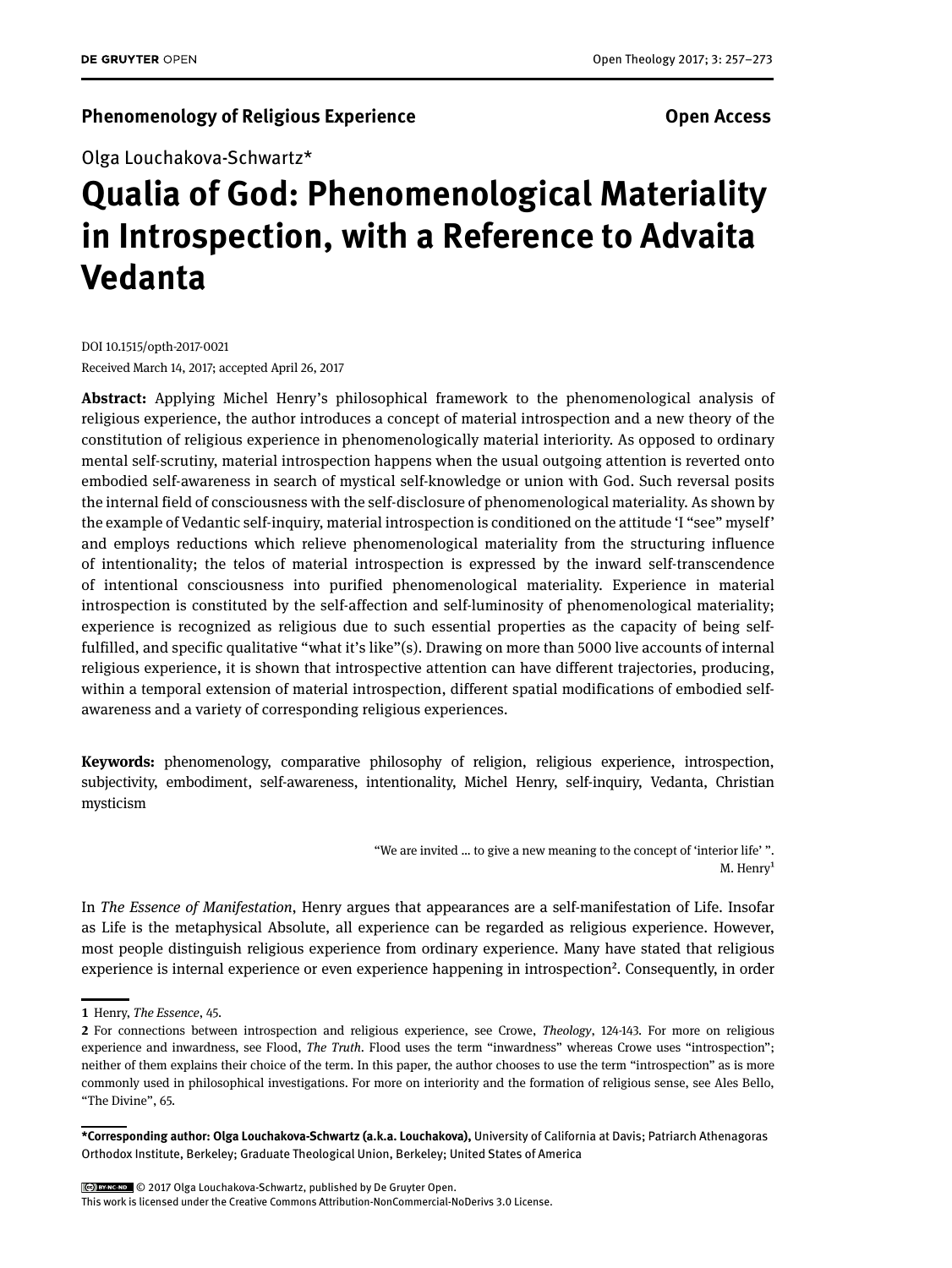**Phenomenology of Religious Experience** **Open Access**

Olga Louchakova-Schwartz*

# Qualia of God: Phenomenological Materiality in Introspection, with a Reference to Advaita Vedanta

DOI 10.1515/opth-2017-0021
Received March 14, 2017; accepted April 26, 2017

**Abstract:** Applying Michel Henry's philosophical framework to the phenomenological analysis of religious experience, the author introduces a concept of material introspection and a new theory of the constitution of religious experience in phenomenologically material interiority. As opposed to ordinary mental self-scrutiny, material introspection happens when the usual outgoing attention is reverted onto embodied self-awareness in search of mystical self-knowledge or union with God. Such reversal posits the internal field of consciousness with the self-disclosure of phenomenological materiality. As shown by the example of Vedantic self-inquiry, material introspection is conditioned on the attitude 'I "see" myself' and employs reductions which relieve phenomenological materiality from the structuring influence of intentionality; the telos of material introspection is expressed by the inward self-transcendence of intentional consciousness into purified phenomenological materiality. Experience in material introspection is constituted by the self-affection and self-luminosity of phenomenological materiality; experience is recognized as religious due to such essential properties as the capacity of being self-fulfilled, and specific qualitative "what it's like"(s). Drawing on more than 5000 live accounts of internal religious experience, it is shown that introspective attention can have different trajectories, producing, within a temporal extension of material introspection, different spatial modifications of embodied self-awareness and a variety of corresponding religious experiences.

**Keywords:** phenomenology, comparative philosophy of religion, religious experience, introspection, subjectivity, embodiment, self-awareness, intentionality, Michel Henry, self-inquiry, Vedanta, Christian mysticism

> "We are invited ... to give a new meaning to the concept of 'interior life' ".
> M. Henry[1]

In *The Essence of Manifestation*, Henry argues that appearances are a self-manifestation of Life. Insofar as Life is the metaphysical Absolute, all experience can be regarded as religious experience. However, most people distinguish religious experience from ordinary experience. Many have stated that religious experience is internal experience or even experience happening in introspection[2]. Consequently, in order

---

**1** Henry, *The Essence*, 45.

**2** For connections between introspection and religious experience, see Crowe, *Theology*, 124-143. For more on religious experience and inwardness, see Flood, *The Truth*. Flood uses the term "inwardness" whereas Crowe uses "introspection"; neither of them explains their choice of the term. In this paper, the author chooses to use the term "introspection" as is more commonly used in philosophical investigations. For more on interiority and the formation of religious sense, see Ales Bello, "The Divine", 65.

---

**\*Corresponding author: Olga Louchakova-Schwartz (a.k.a. Louchakova),** University of California at Davis; Patriarch Athenagoras Orthodox Institute, Berkeley; Graduate Theological Union, Berkeley; United States of America

© 2017 Olga Louchakova-Schwartz, published by De Gruyter Open.
This work is licensed under the Creative Commons Attribution-NonCommercial-NoDerivs 3.0 License.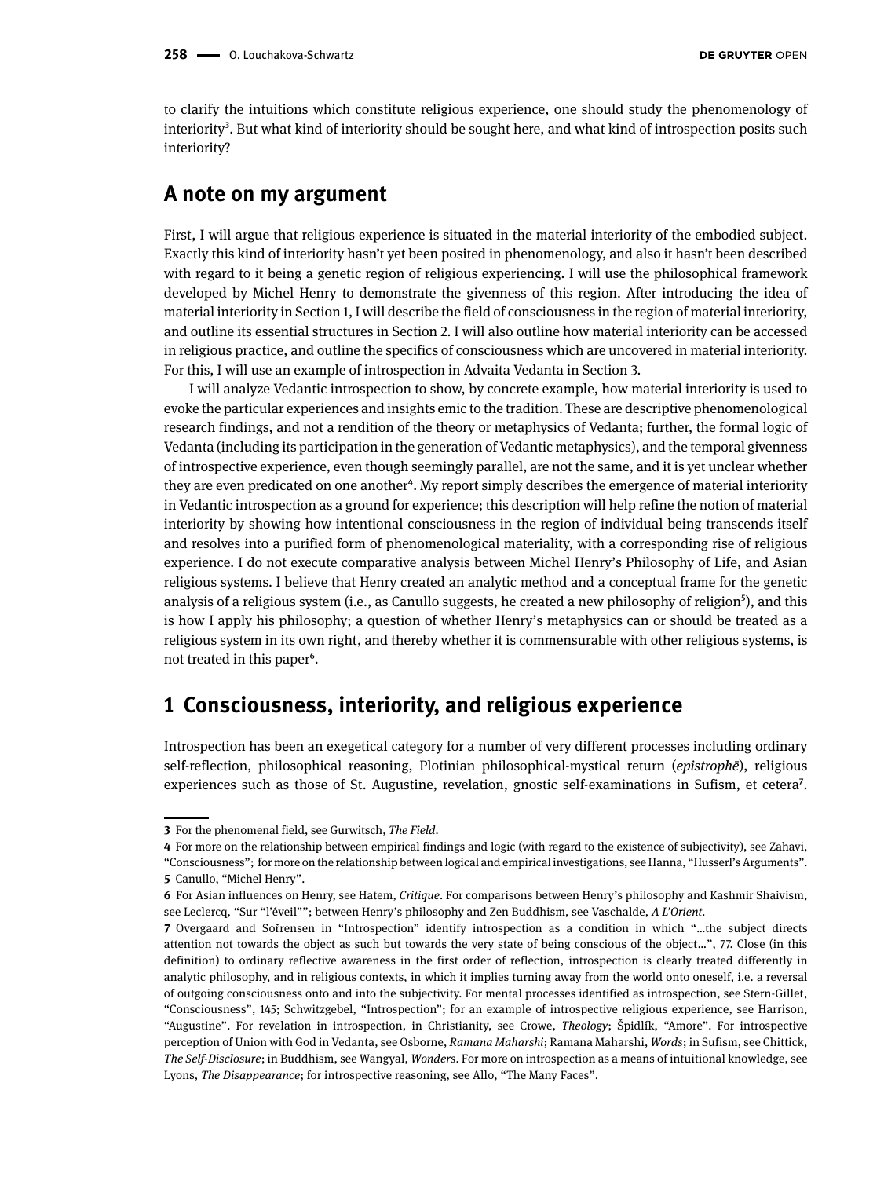to clarify the intuitions which constitute religious experience, one should study the phenomenology of interiority[3]. But what kind of interiority should be sought here, and what kind of introspection posits such interiority?

## A note on my argument

First, I will argue that religious experience is situated in the material interiority of the embodied subject. Exactly this kind of interiority hasn't yet been posited in phenomenology, and also it hasn't been described with regard to it being a genetic region of religious experiencing. I will use the philosophical framework developed by Michel Henry to demonstrate the givenness of this region. After introducing the idea of material interiority in Section 1, I will describe the field of consciousness in the region of material interiority, and outline its essential structures in Section 2. I will also outline how material interiority can be accessed in religious practice, and outline the specifics of consciousness which are uncovered in material interiority. For this, I will use an example of introspection in Advaita Vedanta in Section 3.

I will analyze Vedantic introspection to show, by concrete example, how material interiority is used to evoke the particular experiences and insights emic to the tradition. These are descriptive phenomenological research findings, and not a rendition of the theory or metaphysics of Vedanta; further, the formal logic of Vedanta (including its participation in the generation of Vedantic metaphysics), and the temporal givenness of introspective experience, even though seemingly parallel, are not the same, and it is yet unclear whether they are even predicated on one another[4]. My report simply describes the emergence of material interiority in Vedantic introspection as a ground for experience; this description will help refine the notion of material interiority by showing how intentional consciousness in the region of individual being transcends itself and resolves into a purified form of phenomenological materiality, with a corresponding rise of religious experience. I do not execute comparative analysis between Michel Henry's Philosophy of Life, and Asian religious systems. I believe that Henry created an analytic method and a conceptual frame for the genetic analysis of a religious system (i.e., as Canullo suggests, he created a new philosophy of religion[5]), and this is how I apply his philosophy; a question of whether Henry's metaphysics can or should be treated as a religious system in its own right, and thereby whether it is commensurable with other religious systems, is not treated in this paper[6].

## 1 Consciousness, interiority, and religious experience

Introspection has been an exegetical category for a number of very different processes including ordinary self-reflection, philosophical reasoning, Plotinian philosophical-mystical return (*epistrophē*), religious experiences such as those of St. Augustine, revelation, gnostic self-examinations in Sufism, et cetera[7].

---

**3** For the phenomenal field, see Gurwitsch, *The Field*.

**4** For more on the relationship between empirical findings and logic (with regard to the existence of subjectivity), see Zahavi, "Consciousness"; for more on the relationship between logical and empirical investigations, see Hanna, "Husserl's Arguments".

**5** Canullo, "Michel Henry".

**6** For Asian influences on Henry, see Hatem, *Critique*. For comparisons between Henry's philosophy and Kashmir Shaivism, see Leclercq, "Sur "l'éveil""; between Henry's philosophy and Zen Buddhism, see Vaschalde, *A L'Orient*.

**7** Overgaard and Søŕensen in "Introspection" identify introspection as a condition in which "...the subject directs attention not towards the object as such but towards the very state of being conscious of the object...", 77. Close (in this definition) to ordinary reflective awareness in the first order of reflection, introspection is clearly treated differently in analytic philosophy, and in religious contexts, in which it implies turning away from the world onto oneself, i.e. a reversal of outgoing consciousness onto and into the subjectivity. For mental processes identified as introspection, see Stern-Gillet, "Consciousness", 145; Schwitzgebel, "Introspection"; for an example of introspective religious experience, see Harrison, "Augustine". For revelation in introspection, in Christianity, see Crowe, *Theology*; Špidlík, "Amore". For introspective perception of Union with God in Vedanta, see Osborne, *Ramana Maharshi*; Ramana Maharshi, *Words*; in Sufism, see Chittick, *The Self-Disclosure*; in Buddhism, see Wangyal, *Wonders*. For more on introspection as a means of intuitional knowledge, see Lyons, *The Disappearance*; for introspective reasoning, see Allo, "The Many Faces".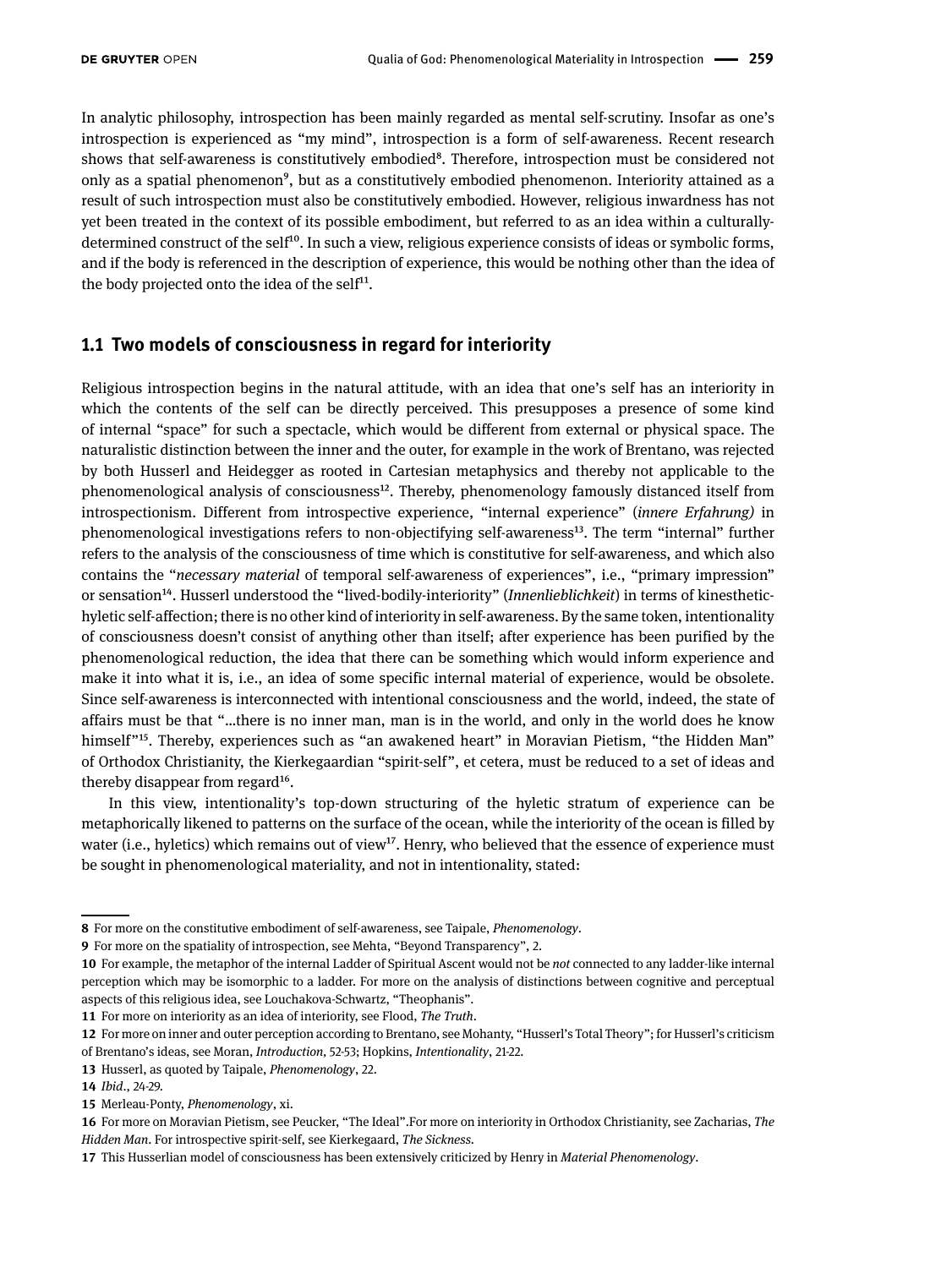In analytic philosophy, introspection has been mainly regarded as mental self-scrutiny. Insofar as one's introspection is experienced as "my mind", introspection is a form of self-awareness. Recent research shows that self-awareness is constitutively embodied[8]. Therefore, introspection must be considered not only as a spatial phenomenon[9], but as a constitutively embodied phenomenon. Interiority attained as a result of such introspection must also be constitutively embodied. However, religious inwardness has not yet been treated in the context of its possible embodiment, but referred to as an idea within a culturally-determined construct of the self[10]. In such a view, religious experience consists of ideas or symbolic forms, and if the body is referenced in the description of experience, this would be nothing other than the idea of the body projected onto the idea of the self[11].

## 1.1 Two models of consciousness in regard for interiority

Religious introspection begins in the natural attitude, with an idea that one's self has an interiority in which the contents of the self can be directly perceived. This presupposes a presence of some kind of internal "space" for such a spectacle, which would be different from external or physical space. The naturalistic distinction between the inner and the outer, for example in the work of Brentano, was rejected by both Husserl and Heidegger as rooted in Cartesian metaphysics and thereby not applicable to the phenomenological analysis of consciousness[12]. Thereby, phenomenology famously distanced itself from introspectionism. Different from introspective experience, "internal experience" (*innere Erfahrung)* in phenomenological investigations refers to non-objectifying self-awareness[13]. The term "internal" further refers to the analysis of the consciousness of time which is constitutive for self-awareness, and which also contains the "*necessary material* of temporal self-awareness of experiences", i.e., "primary impression" or sensation[14]. Husserl understood the "lived-bodily-interiority" (*Innenlieblichkeit*) in terms of kinesthetic-hyletic self-affection; there is no other kind of interiority in self-awareness. By the same token, intentionality of consciousness doesn't consist of anything other than itself; after experience has been purified by the phenomenological reduction, the idea that there can be something which would inform experience and make it into what it is, i.e., an idea of some specific internal material of experience, would be obsolete. Since self-awareness is interconnected with intentional consciousness and the world, indeed, the state of affairs must be that "...there is no inner man, man is in the world, and only in the world does he know himself"[15]. Thereby, experiences such as "an awakened heart" in Moravian Pietism, "the Hidden Man" of Orthodox Christianity, the Kierkegaardian "spirit-self", et cetera, must be reduced to a set of ideas and thereby disappear from regard[16].

In this view, intentionality's top-down structuring of the hyletic stratum of experience can be metaphorically likened to patterns on the surface of the ocean, while the interiority of the ocean is filled by water (i.e., hyletics) which remains out of view[17]. Henry, who believed that the essence of experience must be sought in phenomenological materiality, and not in intentionality, stated:

---

8 For more on the constitutive embodiment of self-awareness, see Taipale, *Phenomenology*.

9 For more on the spatiality of introspection, see Mehta, "Beyond Transparency", 2.

10 For example, the metaphor of the internal Ladder of Spiritual Ascent would not be *not* connected to any ladder-like internal perception which may be isomorphic to a ladder. For more on the analysis of distinctions between cognitive and perceptual aspects of this religious idea, see Louchakova-Schwartz, "Theophanis".

11 For more on interiority as an idea of interiority, see Flood, *The Truth*.

12 For more on inner and outer perception according to Brentano, see Mohanty, "Husserl's Total Theory"; for Husserl's criticism of Brentano's ideas, see Moran, *Introduction*, 52-53; Hopkins, *Intentionality*, 21-22.

13 Husserl, as quoted by Taipale, *Phenomenology*, 22.

14 *Ibid*., 24-29.

15 Merleau-Ponty, *Phenomenology*, xi.

16 For more on Moravian Pietism, see Peucker, "The Ideal".For more on interiority in Orthodox Christianity, see Zacharias, *The Hidden Man*. For introspective spirit-self, see Kierkegaard, *The Sickness*.

17 This Husserlian model of consciousness has been extensively criticized by Henry in *Material Phenomenology*.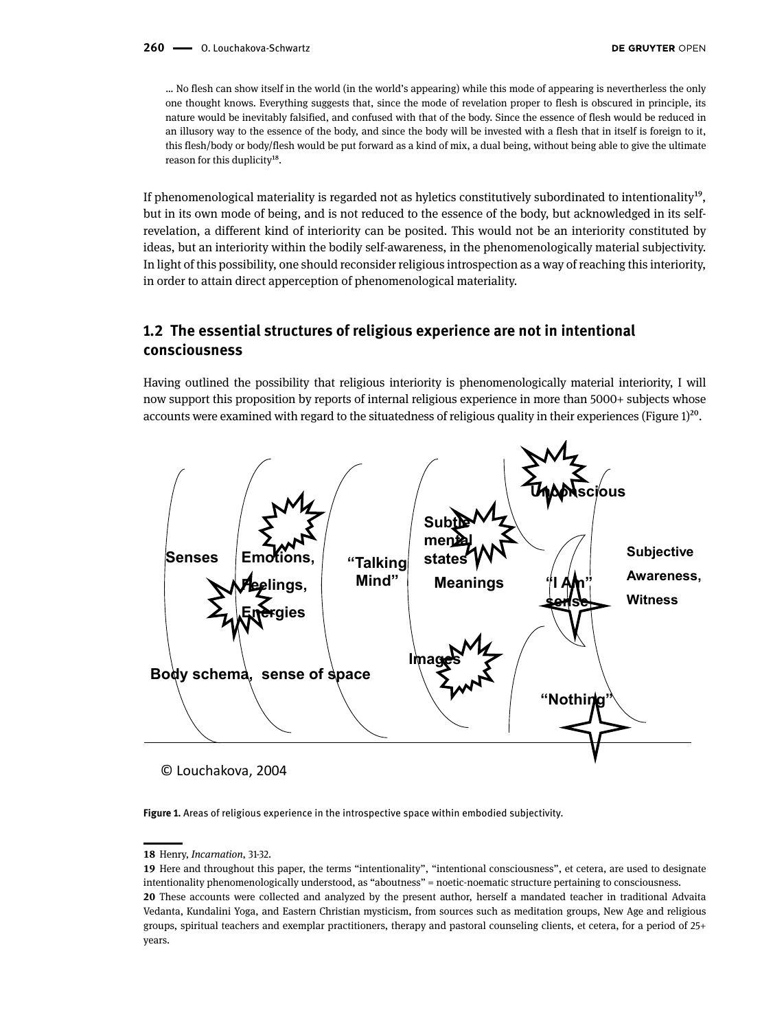> ... No flesh can show itself in the world (in the world's appearing) while this mode of appearing is nevertheless the only one thought knows. Everything suggests that, since the mode of revelation proper to flesh is obscured in principle, its nature would be inevitably falsified, and confused with that of the body. Since the essence of flesh would be reduced in an illusory way to the essence of the body, and since the body will be invested with a flesh that in itself is foreign to it, this flesh/body or body/flesh would be put forward as a kind of mix, a dual being, without being able to give the ultimate reason for this duplicity[18].

If phenomenological materiality is regarded not as hyletics constitutively subordinated to intentionality[19], but in its own mode of being, and is not reduced to the essence of the body, but acknowledged in its self-revelation, a different kind of interiority can be posited. This would not be an interiority constituted by ideas, but an interiority within the bodily self-awareness, in the phenomenologically material subjectivity. In light of this possibility, one should reconsider religious introspection as a way of reaching this interiority, in order to attain direct apperception of phenomenological materiality.

## 1.2 The essential structures of religious experience are not in intentional consciousness

Having outlined the possibility that religious interiority is phenomenologically material interiority, I will now support this proposition by reports of internal religious experience in more than 5000+ subjects whose accounts were examined with regard to the situatedness of religious quality in their experiences (Figure 1)[20].

Senses | Emotions, Feelings, Energies | "Talking Mind" | Subtle mental states | Meanings | Images | Unconscious | "I Am" sense | "Nothing" | Subjective Awareness, Witness | Body schema, sense of space

© Louchakova, 2004

**Figure 1.** Areas of religious experience in the introspective space within embodied subjectivity.

---

18 Henry, *Incarnation*, 31-32.

19 Here and throughout this paper, the terms "intentionality", "intentional consciousness", et cetera, are used to designate intentionality phenomenologically understood, as "aboutness" = noetic-noematic structure pertaining to consciousness.

20 These accounts were collected and analyzed by the present author, herself a mandated teacher in traditional Advaita Vedanta, Kundalini Yoga, and Eastern Christian mysticism, from sources such as meditation groups, New Age and religious groups, spiritual teachers and exemplar practitioners, therapy and pastoral counseling clients, et cetera, for a period of 25+ years.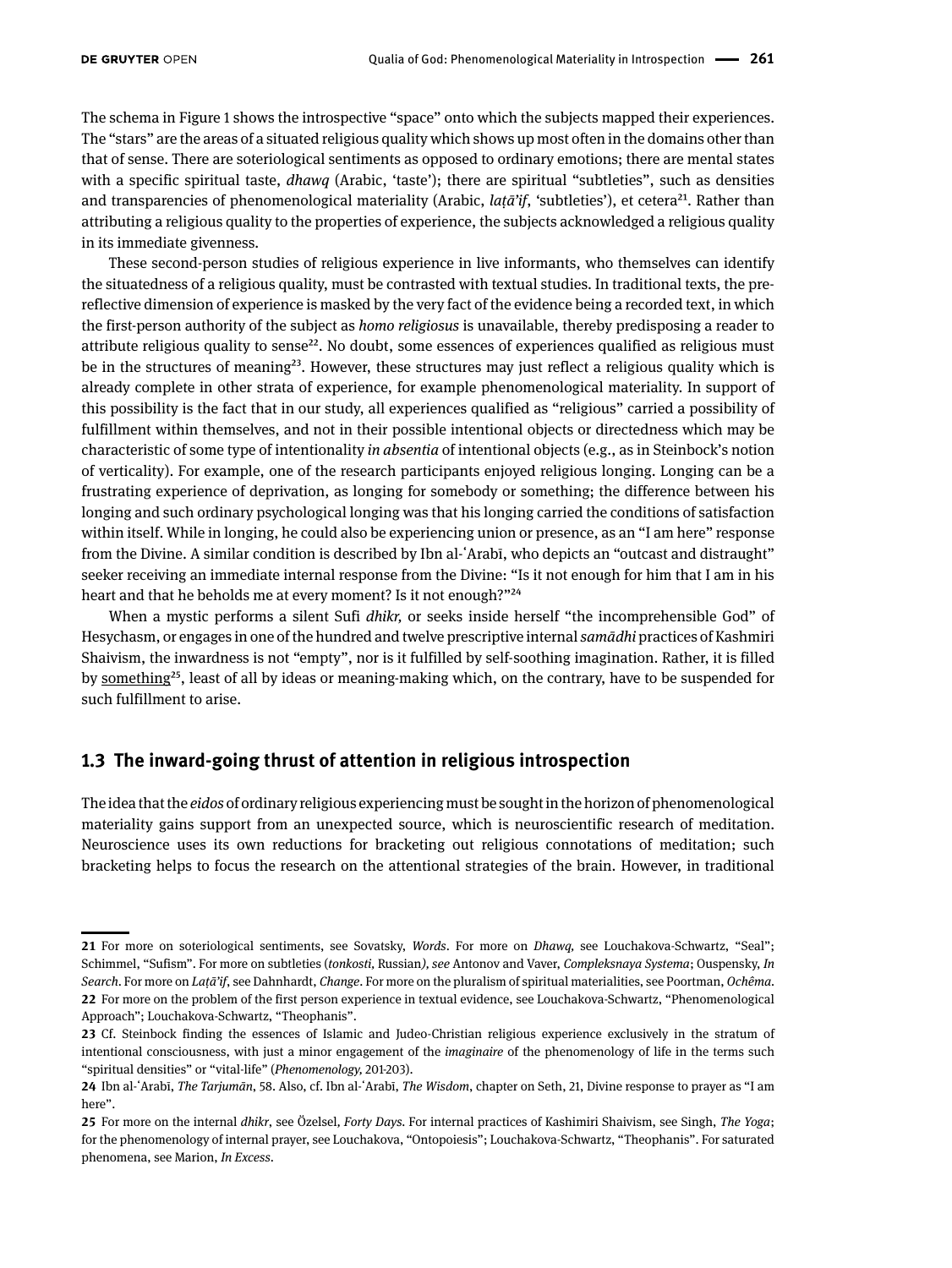The schema in Figure 1 shows the introspective "space" onto which the subjects mapped their experiences. The "stars" are the areas of a situated religious quality which shows up most often in the domains other than that of sense. There are soteriological sentiments as opposed to ordinary emotions; there are mental states with a specific spiritual taste, *dhawq* (Arabic, 'taste'); there are spiritual "subtleties", such as densities and transparencies of phenomenological materiality (Arabic, *laṭā'if*, 'subtleties'), et cetera[21]. Rather than attributing a religious quality to the properties of experience, the subjects acknowledged a religious quality in its immediate givenness.

These second-person studies of religious experience in live informants, who themselves can identify the situatedness of a religious quality, must be contrasted with textual studies. In traditional texts, the pre-reflective dimension of experience is masked by the very fact of the evidence being a recorded text, in which the first-person authority of the subject as *homo religiosus* is unavailable, thereby predisposing a reader to attribute religious quality to sense[22]. No doubt, some essences of experiences qualified as religious must be in the structures of meaning[23]. However, these structures may just reflect a religious quality which is already complete in other strata of experience, for example phenomenological materiality. In support of this possibility is the fact that in our study, all experiences qualified as "religious" carried a possibility of fulfillment within themselves, and not in their possible intentional objects or directedness which may be characteristic of some type of intentionality *in absentia* of intentional objects (e.g., as in Steinbock's notion of verticality). For example, one of the research participants enjoyed religious longing. Longing can be a frustrating experience of deprivation, as longing for somebody or something; the difference between his longing and such ordinary psychological longing was that his longing carried the conditions of satisfaction within itself. While in longing, he could also be experiencing union or presence, as an "I am here" response from the Divine. A similar condition is described by Ibn al-ʿArabī, who depicts an "outcast and distraught" seeker receiving an immediate internal response from the Divine: "Is it not enough for him that I am in his heart and that he beholds me at every moment? Is it not enough?"[24]

When a mystic performs a silent Sufi *dhikr,* or seeks inside herself "the incomprehensible God" of Hesychasm, or engages in one of the hundred and twelve prescriptive internal *samādhi* practices of Kashmiri Shaivism, the inwardness is not "empty", nor is it fulfilled by self-soothing imagination. Rather, it is filled by something[25], least of all by ideas or meaning-making which, on the contrary, have to be suspended for such fulfillment to arise.

## 1.3 The inward-going thrust of attention in religious introspection

The idea that the *eidos* of ordinary religious experiencing must be sought in the horizon of phenomenological materiality gains support from an unexpected source, which is neuroscientific research of meditation. Neuroscience uses its own reductions for bracketing out religious connotations of meditation; such bracketing helps to focus the research on the attentional strategies of the brain. However, in traditional

---

**21** For more on soteriological sentiments, see Sovatsky, *Words*. For more on *Dhawq,* see Louchakova-Schwartz, "Seal"; Schimmel, "Sufism". For more on subtleties (*tonkosti*, Russian*), see* Antonov and Vaver, *Compleksnaya Systema*; Ouspensky, *In Search*. For more on *Laṭā'if*, see Dahnhardt, *Change*. For more on the pluralism of spiritual materialities, see Poortman, *Ochêma*.

**22** For more on the problem of the first person experience in textual evidence, see Louchakova-Schwartz, "Phenomenological Approach"; Louchakova-Schwartz, "Theophanis".

**23** Cf. Steinbock finding the essences of Islamic and Judeo-Christian religious experience exclusively in the stratum of intentional consciousness, with just a minor engagement of the *imaginaire* of the phenomenology of life in the terms such "spiritual densities" or "vital-life" (*Phenomenology,* 201-203).

**24** Ibn al-ʿArabī, *The Tarjumān*, 58. Also, cf. Ibn al-ʿArabī, *The Wisdom*, chapter on Seth, 21, Divine response to prayer as "I am here".

**25** For more on the internal *dhikr*, see Özelsel*, Forty Days*. For internal practices of Kashimiri Shaivism, see Singh, *The Yoga*; for the phenomenology of internal prayer, see Louchakova, "Ontopoiesis"; Louchakova-Schwartz, "Theophanis". For saturated phenomena, see Marion, *In Excess*.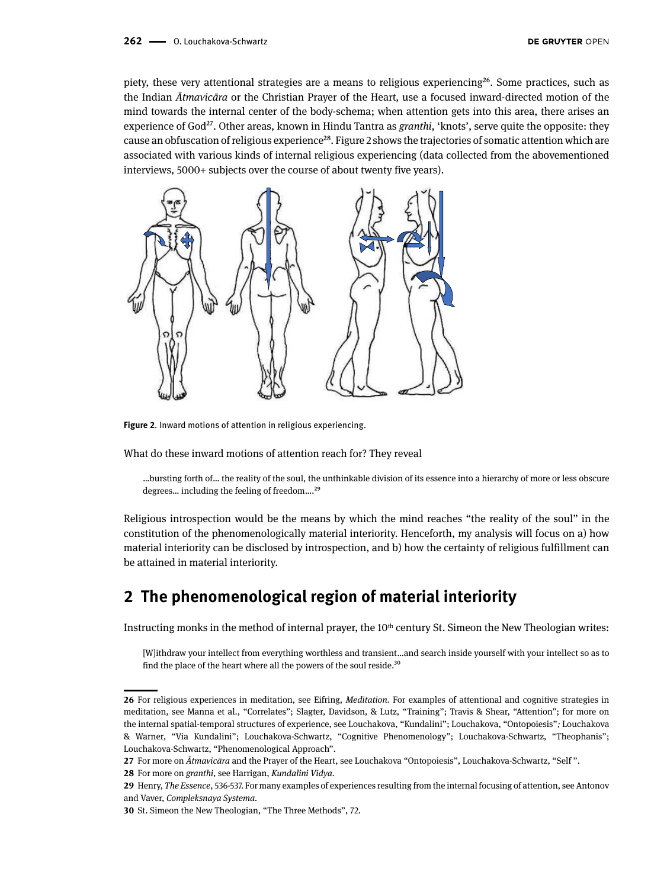piety, these very attentional strategies are a means to religious experiencing[26]. Some practices, such as the Indian *Ātmavicāra* or the Christian Prayer of the Heart, use a focused inward-directed motion of the mind towards the internal center of the body-schema; when attention gets into this area, there arises an experience of God[27]. Other areas, known in Hindu Tantra as *granthi*, 'knots', serve quite the opposite: they cause an obfuscation of religious experience[28]. Figure 2 shows the trajectories of somatic attention which are associated with various kinds of internal religious experiencing (data collected from the abovementioned interviews, 5000+ subjects over the course of about twenty five years).

**Figure 2**. Inward motions of attention in religious experiencing.

What do these inward motions of attention reach for? They reveal

> ...bursting forth of... the reality of the soul, the unthinkable division of its essence into a hierarchy of more or less obscure degrees... including the feeling of freedom....[29]

Religious introspection would be the means by which the mind reaches "the reality of the soul" in the constitution of the phenomenologically material interiority. Henceforth, my analysis will focus on a) how material interiority can be disclosed by introspection, and b) how the certainty of religious fulfillment can be attained in material interiority.

## 2 The phenomenological region of material interiority

Instructing monks in the method of internal prayer, the 10th century St. Simeon the New Theologian writes:

> [W]ithdraw your intellect from everything worthless and transient...and search inside yourself with your intellect so as to find the place of the heart where all the powers of the soul reside.[30]

---

26 For religious experiences in meditation, see Eifring, *Meditation*. For examples of attentional and cognitive strategies in meditation, see Manna et al., "Correlates"; Slagter, Davidson, & Lutz, "Training"; Travis & Shear, "Attention"; for more on the internal spatial-temporal structures of experience, see Louchakova, "Kundalini"; Louchakova, "Ontopoiesis"; Louchakova & Warner, "Via Kundalini"; Louchakova-Schwartz, "Cognitive Phenomenology"; Louchakova-Schwartz, "Theophanis"; Louchakova-Schwartz, "Phenomenological Approach".

27 For more on *Ātmavicāra* and the Prayer of the Heart, see Louchakova "Ontopoiesis", Louchakova-Schwartz, "Self ".

28 For more on *granthi*, see Harrigan, *Kundalini Vidya*.

29 Henry, *The Essence*, 536-537. For many examples of experiences resulting from the internal focusing of attention, see Antonov and Vaver, *Compleksnaya Systema*.

30 St. Simeon the New Theologian, "The Three Methods", 72.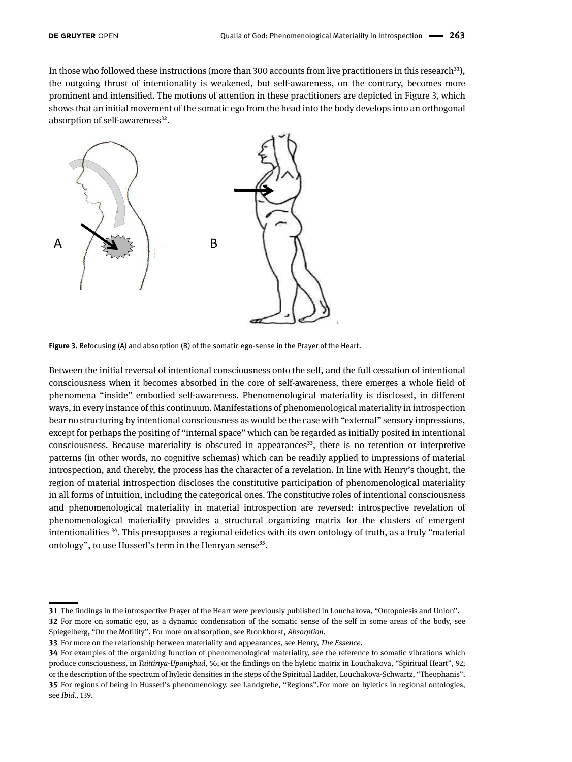In those who followed these instructions (more than 300 accounts from live practitioners in this research[31]), the outgoing thrust of intentionality is weakened, but self-awareness, on the contrary, becomes more prominent and intensified. The motions of attention in these practitioners are depicted in Figure 3, which shows that an initial movement of the somatic ego from the head into the body develops into an orthogonal absorption of self-awareness[32].

**Figure 3.** Refocusing (A) and absorption (B) of the somatic ego-sense in the Prayer of the Heart.

Between the initial reversal of intentional consciousness onto the self, and the full cessation of intentional consciousness when it becomes absorbed in the core of self-awareness, there emerges a whole field of phenomena "inside" embodied self-awareness. Phenomenological materiality is disclosed, in different ways, in every instance of this continuum. Manifestations of phenomenological materiality in introspection bear no structuring by intentional consciousness as would be the case with "external" sensory impressions, except for perhaps the positing of "internal space" which can be regarded as initially posited in intentional consciousness. Because materiality is obscured in appearances[33], there is no retention or interpretive patterns (in other words, no cognitive schemas) which can be readily applied to impressions of material introspection, and thereby, the process has the character of a revelation. In line with Henry's thought, the region of material introspection discloses the constitutive participation of phenomenological materiality in all forms of intuition, including the categorical ones. The constitutive roles of intentional consciousness and phenomenological materiality in material introspection are reversed: introspective revelation of phenomenological materiality provides a structural organizing matrix for the clusters of emergent intentionalities [34]. This presupposes a regional eidetics with its own ontology of truth, as a truly "material ontology", to use Husserl's term in the Henryan sense[35].

---

**31** The findings in the introspective Prayer of the Heart were previously published in Louchakova, "Ontopoiesis and Union".

**32** For more on somatic ego, as a dynamic condensation of the somatic sense of the self in some areas of the body, see Spiegelberg, "On the Motility". For more on absorption, see Bronkhorst, *Absorption*.

**33** For more on the relationship between materiality and appearances, see Henry, *The Essence*.

**34** For examples of the organizing function of phenomenological materiality, see the reference to somatic vibrations which produce consciousness, in *Taittirīya-Upaniṣhad*, 56; or the findings on the hyletic matrix in Louchakova, "Spiritual Heart", 92; or the description of the spectrum of hyletic densities in the steps of the Spiritual Ladder, Louchakova-Schwartz, "Theophanis".

**35** For regions of being in Husserl's phenomenology, see Landgrebe, "Regions".For more on hyletics in regional ontologies, see *Ibid.*, 139.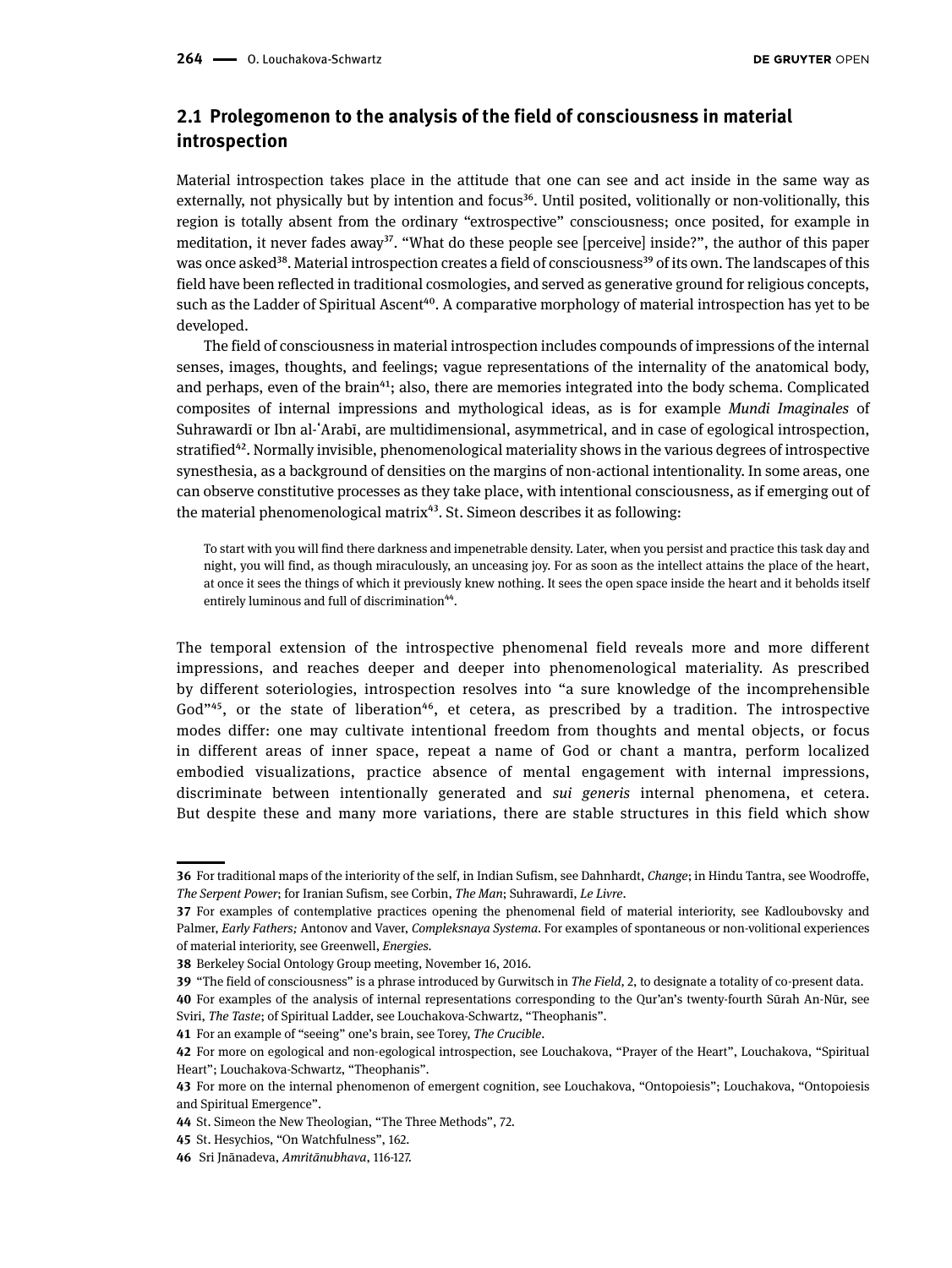## 2.1 Prolegomenon to the analysis of the field of consciousness in material introspection

Material introspection takes place in the attitude that one can see and act inside in the same way as externally, not physically but by intention and focus[36]. Until posited, volitionally or non-volitionally, this region is totally absent from the ordinary "extrospective" consciousness; once posited, for example in meditation, it never fades away[37]. "What do these people see [perceive] inside?", the author of this paper was once asked[38]. Material introspection creates a field of consciousness[39] of its own. The landscapes of this field have been reflected in traditional cosmologies, and served as generative ground for religious concepts, such as the Ladder of Spiritual Ascent[40]. A comparative morphology of material introspection has yet to be developed.

The field of consciousness in material introspection includes compounds of impressions of the internal senses, images, thoughts, and feelings; vague representations of the internality of the anatomical body, and perhaps, even of the brain[41]; also, there are memories integrated into the body schema. Complicated composites of internal impressions and mythological ideas, as is for example *Mundi Imaginales* of Suhrawardī or Ibn al-ʿArabī, are multidimensional, asymmetrical, and in case of egological introspection, stratified[42]. Normally invisible, phenomenological materiality shows in the various degrees of introspective synesthesia, as a background of densities on the margins of non-actional intentionality. In some areas, one can observe constitutive processes as they take place, with intentional consciousness, as if emerging out of the material phenomenological matrix[43]. St. Simeon describes it as following:

> To start with you will find there darkness and impenetrable density. Later, when you persist and practice this task day and night, you will find, as though miraculously, an unceasing joy. For as soon as the intellect attains the place of the heart, at once it sees the things of which it previously knew nothing. It sees the open space inside the heart and it beholds itself entirely luminous and full of discrimination[44].

The temporal extension of the introspective phenomenal field reveals more and more different impressions, and reaches deeper and deeper into phenomenological materiality. As prescribed by different soteriologies, introspection resolves into "a sure knowledge of the incomprehensible God"[45], or the state of liberation[46], et cetera, as prescribed by a tradition. The introspective modes differ: one may cultivate intentional freedom from thoughts and mental objects, or focus in different areas of inner space, repeat a name of God or chant a mantra, perform localized embodied visualizations, practice absence of mental engagement with internal impressions, discriminate between intentionally generated and *sui generis* internal phenomena, et cetera. But despite these and many more variations, there are stable structures in this field which show

---

36 For traditional maps of the interiority of the self, in Indian Sufism, see Dahnhardt, *Change*; in Hindu Tantra, see Woodroffe, *The Serpent Power*; for Iranian Sufism, see Corbin, *The Man*; Suhrawardī, *Le Livre*.

37 For examples of contemplative practices opening the phenomenal field of material interiority, see Kadloubovsky and Palmer, *Early Fathers;* Antonov and Vaver, *Compleksnaya Systema*. For examples of spontaneous or non-volitional experiences of material interiority, see Greenwell, *Energies*.

38 Berkeley Social Ontology Group meeting, November 16, 2016.

39 "The field of consciousness" is a phrase introduced by Gurwitsch in *The Field,* 2, to designate a totality of co-present data.

40 For examples of the analysis of internal representations corresponding to the Qur'an's twenty-fourth Sūrah An-Nūr, see Sviri, *The Taste*; of Spiritual Ladder, see Louchakova-Schwartz, "Theophanis".

41 For an example of "seeing" one's brain, see Torey, *The Crucible*.

42 For more on egological and non-egological introspection, see Louchakova, "Prayer of the Heart", Louchakova, "Spiritual Heart"; Louchakova-Schwartz, "Theophanis".

43 For more on the internal phenomenon of emergent cognition, see Louchakova, "Ontopoiesis"; Louchakova, "Ontopoiesis and Spiritual Emergence".

44 St. Simeon the New Theologian, "The Three Methods", 72.

45 St. Hesychios, "On Watchfulness", 162.

46 Sri Jnānadeva, *Amritānubhava*, 116-127.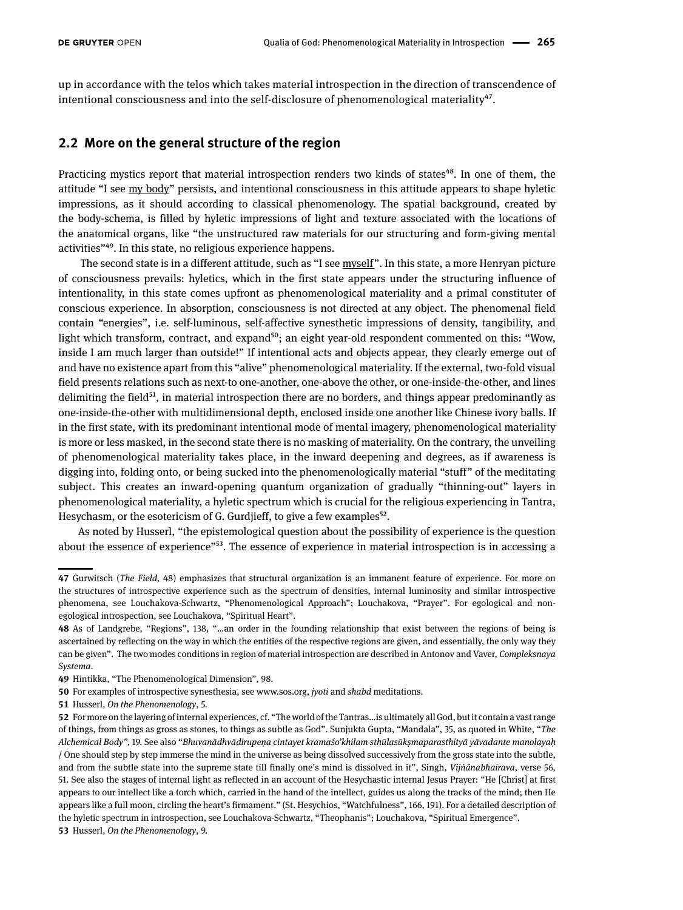up in accordance with the telos which takes material introspection in the direction of transcendence of intentional consciousness and into the self-disclosure of phenomenological materiality[47].

## 2.2 More on the general structure of the region

Practicing mystics report that material introspection renders two kinds of states[48]. In one of them, the attitude "I see my body" persists, and intentional consciousness in this attitude appears to shape hyletic impressions, as it should according to classical phenomenology. The spatial background, created by the body-schema, is filled by hyletic impressions of light and texture associated with the locations of the anatomical organs, like "the unstructured raw materials for our structuring and form-giving mental activities"[49]. In this state, no religious experience happens.

The second state is in a different attitude, such as "I see myself". In this state, a more Henryan picture of consciousness prevails: hyletics, which in the first state appears under the structuring influence of intentionality, in this state comes upfront as phenomenological materiality and a primal constituter of conscious experience. In absorption, consciousness is not directed at any object. The phenomenal field contain "energies", i.e. self-luminous, self-affective synesthetic impressions of density, tangibility, and light which transform, contract, and expand[50]; an eight year-old respondent commented on this: "Wow, inside I am much larger than outside!" If intentional acts and objects appear, they clearly emerge out of and have no existence apart from this "alive" phenomenological materiality. If the external, two-fold visual field presents relations such as next-to one-another, one-above the other, or one-inside-the-other, and lines delimiting the field[51], in material introspection there are no borders, and things appear predominantly as one-inside-the-other with multidimensional depth, enclosed inside one another like Chinese ivory balls. If in the first state, with its predominant intentional mode of mental imagery, phenomenological materiality is more or less masked, in the second state there is no masking of materiality. On the contrary, the unveiling of phenomenological materiality takes place, in the inward deepening and degrees, as if awareness is digging into, folding onto, or being sucked into the phenomenologically material "stuff" of the meditating subject. This creates an inward-opening quantum organization of gradually "thinning-out" layers in phenomenological materiality, a hyletic spectrum which is crucial for the religious experiencing in Tantra, Hesychasm, or the esotericism of G. Gurdjieff, to give a few examples[52].

As noted by Husserl, "the epistemological question about the possibility of experience is the question about the essence of experience"[53]. The essence of experience in material introspection is in accessing a

---

**47** Gurwitsch (*The Field,* 48) emphasizes that structural organization is an immanent feature of experience. For more on the structures of introspective experience such as the spectrum of densities, internal luminosity and similar introspective phenomena, see Louchakova-Schwartz, "Phenomenological Approach"; Louchakova, "Prayer". For egological and non-egological introspection, see Louchakova, "Spiritual Heart".

**48** As of Landgrebe, "Regions", 138, "...an order in the founding relationship that exist between the regions of being is ascertained by reflecting on the way in which the entities of the respective regions are given, and essentially, the only way they can be given". The two modes conditions in region of material introspection are described in Antonov and Vaver, *Compleksnaya Systema*.

**49** Hintikka, "The Phenomenological Dimension", 98.

**50** For examples of introspective synesthesia, see www.sos.org, *jyoti* and *shabd* meditations.

**51** Husserl, *On the Phenomenology*, 5.

**52** For more on the layering of internal experiences, cf. "The world of the Tantras...is ultimately all God, but it contain a vast range of things, from things as gross as stones, to things as subtle as God". Sunjukta Gupta, "Mandala", 35, as quoted in White, "*The Alchemical Body"*, 19. See also "*Bhuvanādhvādirupeṇa cintayet kramaśo'khilam sthūlasūkṣmaparasthityā yāvadante manolayaḥ* / One should step by step immerse the mind in the universe as being dissolved successively from the gross state into the subtle, and from the subtle state into the supreme state till finally one's mind is dissolved in it", Singh, *Vijñānabhairava*, verse 56, 51. See also the stages of internal light as reflected in an account of the Hesychastic internal Jesus Prayer: "He [Christ] at first appears to our intellect like a torch which, carried in the hand of the intellect, guides us along the tracks of the mind; then He appears like a full moon, circling the heart's firmament." (St. Hesychios, "Watchfulness", 166, 191). For a detailed description of the hyletic spectrum in introspection, see Louchakova-Schwartz, "Theophanis"; Louchakova, "Spiritual Emergence".

**53** Husserl, *On the Phenomenology*, 9.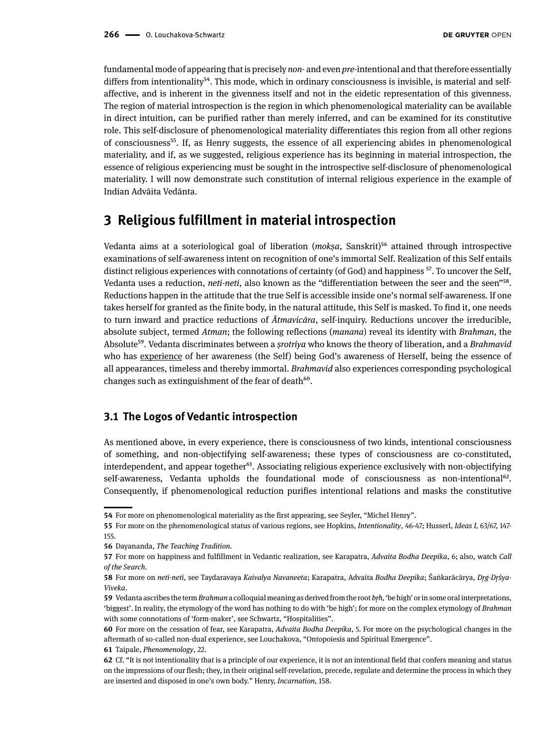fundamental mode of appearing that is precisely *non*- and even *pre*-intentional and that therefore essentially differs from intentionality[54]. This mode, which in ordinary consciousness is invisible, is material and self-affective, and is inherent in the givenness itself and not in the eidetic representation of this givenness. The region of material introspection is the region in which phenomenological materiality can be available in direct intuition, can be purified rather than merely inferred, and can be examined for its constitutive role. This self-disclosure of phenomenological materiality differentiates this region from all other regions of consciousness[55]. If, as Henry suggests, the essence of all experiencing abides in phenomenological materiality, and if, as we suggested, religious experience has its beginning in material introspection, the essence of religious experiencing must be sought in the introspective self-disclosure of phenomenological materiality. I will now demonstrate such constitution of internal religious experience in the example of Indian Advāita Vedānta.

## 3 Religious fulfillment in material introspection

Vedanta aims at a soteriological goal of liberation (*mokṣa*, Sanskrit)[56] attained through introspective examinations of self-awareness intent on recognition of one's immortal Self. Realization of this Self entails distinct religious experiences with connotations of certainty (of God) and happiness [57]. To uncover the Self, Vedanta uses a reduction, *neti-neti*, also known as the "differentiation between the seer and the seen"[58]. Reductions happen in the attitude that the true Self is accessible inside one's normal self-awareness. If one takes herself for granted as the finite body, in the natural attitude, this Self is masked. To find it, one needs to turn inward and practice reductions of *Ātmavicāra*, self-inquiry. Reductions uncover the irreducible, absolute subject, termed *Atman*; the following reflections (*manana*) reveal its identity with *Brahman*, the Absolute[59]. Vedanta discriminates between a *ṣrotriya* who knows the theory of liberation, and a *Brahmavid* who has experience of her awareness (the Self) being God's awareness of Herself, being the essence of all appearances, timeless and thereby immortal. *Brahmavid* also experiences corresponding psychological changes such as extinguishment of the fear of death[60].

### 3.1 The Logos of Vedantic introspection

As mentioned above, in every experience, there is consciousness of two kinds, intentional consciousness of something, and non-objectifying self-awareness; these types of consciousness are co-constituted, interdependent, and appear together[61]. Associating religious experience exclusively with non-objectifying self-awareness, Vedanta upholds the foundational mode of consciousness as non-intentional[62]. Consequently, if phenomenological reduction purifies intentional relations and masks the constitutive

---

54 For more on phenomenological materiality as the first appearing, see Seyler, "Michel Henry".

55 For more on the phenomenological status of various regions, see Hopkins, *Intentionality*, 46-47; Husserl, *Ideas I*, 63/67, 147-155.

56 Dayananda, *The Teaching Tradition*.

57 For more on happiness and fulfillment in Vedantic realization, see Karapatra, *Advaita Bodha Deepika*, 6; also, watch *Call of the Search*.

58 For more on *neti-neti*, see Taydaravaya *Kaivalya Navaneeta*; Karapatra, Advaita *Bodha Deepika*; Śaṅkarācārya, *Dṛg-Dṛśya-Viveka*.

59 Vedanta ascribes the term *Brahman* a colloquial meaning as derived from the root *bṛh*, 'be high' or in some oral interpretations, 'biggest'. In reality, the etymology of the word has nothing to do with 'be high'; for more on the complex etymology of *Brahman* with some connotations of 'form-maker', see Schwartz, "Hospitalities".

60 For more on the cessation of fear, see Karapatra, *Advaita Bodha Deepika*, 5. For more on the psychological changes in the aftermath of so-called non-dual experience, see Louchakova, "Ontopoiesis and Spiritual Emergence".

61 Taipale, *Phenomenology*, 22.

62 Cf. "It is not intentionality that is a principle of our experience, it is not an intentional field that confers meaning and status on the impressions of our flesh; they, in their original self-revelation, precede, regulate and determine the process in which they are inserted and disposed in one's own body." Henry, *Incarnation*, 158.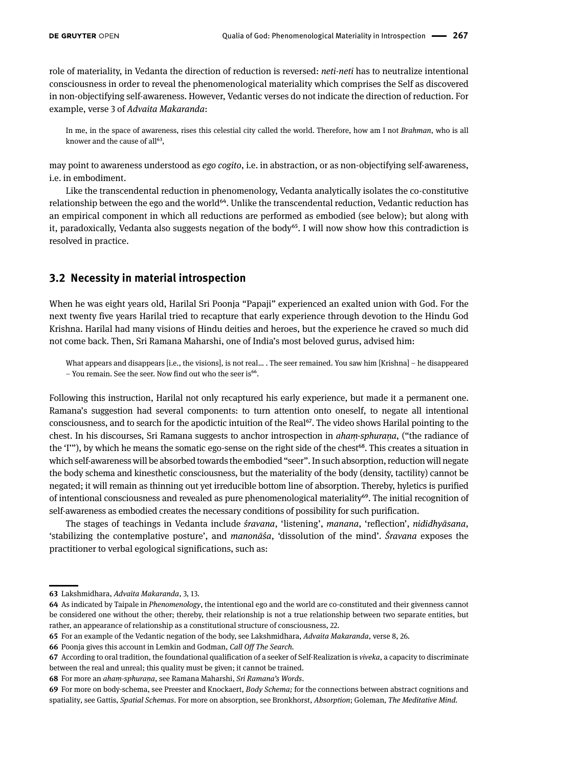role of materiality, in Vedanta the direction of reduction is reversed: *neti-neti* has to neutralize intentional consciousness in order to reveal the phenomenological materiality which comprises the Self as discovered in non-objectifying self-awareness. However, Vedantic verses do not indicate the direction of reduction. For example, verse 3 of *Advaita Makaranda*:

> In me, in the space of awareness, rises this celestial city called the world. Therefore, how am I not *Brahman*, who is all knower and the cause of all[63],

may point to awareness understood as *ego cogito*, i.e. in abstraction, or as non-objectifying self-awareness, i.e. in embodiment.

Like the transcendental reduction in phenomenology, Vedanta analytically isolates the co-constitutive relationship between the ego and the world[64]. Unlike the transcendental reduction, Vedantic reduction has an empirical component in which all reductions are performed as embodied (see below); but along with it, paradoxically, Vedanta also suggests negation of the body[65]. I will now show how this contradiction is resolved in practice.

## 3.2 Necessity in material introspection

When he was eight years old, Harilal Sri Poonja "Papaji" experienced an exalted union with God. For the next twenty five years Harilal tried to recapture that early experience through devotion to the Hindu God Krishna. Harilal had many visions of Hindu deities and heroes, but the experience he craved so much did not come back. Then, Sri Ramana Maharshi, one of India's most beloved gurus, advised him:

> What appears and disappears [i.e., the visions], is not real… . The seer remained. You saw him [Krishna] – he disappeared – You remain. See the seer. Now find out who the seer is[66].

Following this instruction, Harilal not only recaptured his early experience, but made it a permanent one. Ramana's suggestion had several components: to turn attention onto oneself, to negate all intentional consciousness, and to search for the apodictic intuition of the Real[67]. The video shows Harilal pointing to the chest. In his discourses, Sri Ramana suggests to anchor introspection in *ahaṃ-sphuraṇa*, ("the radiance of the 'I'"), by which he means the somatic ego-sense on the right side of the chest[68]. This creates a situation in which self-awareness will be absorbed towards the embodied "seer". In such absorption, reduction will negate the body schema and kinesthetic consciousness, but the materiality of the body (density, tactility) cannot be negated; it will remain as thinning out yet irreducible bottom line of absorption. Thereby, hyletics is purified of intentional consciousness and revealed as pure phenomenological materiality[69]. The initial recognition of self-awareness as embodied creates the necessary conditions of possibility for such purification.

The stages of teachings in Vedanta include *śravana*, 'listening', *manana*, 'reflection', *nididhyāsana*, 'stabilizing the contemplative posture', and *manonāśa*, 'dissolution of the mind'. *Śravana* exposes the practitioner to verbal egological significations, such as:

---

63 Lakshmidhara, *Advaita Makaranda*, 3, 13.

64 As indicated by Taipale in *Phenomenology*, the intentional ego and the world are co-constituted and their givenness cannot be considered one without the other; thereby, their relationship is not a true relationship between two separate entities, but rather, an appearance of relationship as a constitutional structure of consciousness, 22.

65 For an example of the Vedantic negation of the body, see Lakshmidhara, *Advaita Makaranda*, verse 8, 26.

66 Poonja gives this account in Lemkin and Godman, *Call Off The Search.*

67 According to oral tradition, the foundational qualification of a seeker of Self-Realization is *viveka*, a capacity to discriminate between the real and unreal; this quality must be given; it cannot be trained.

68 For more an *ahaṃ-sphuraṇa*, see Ramana Maharshi, *Sri Ramana's Words*.

69 For more on body-schema, see Preester and Knockaert, *Body Schema;* for the connections between abstract cognitions and spatiality, see Gattis, *Spatial Schemas*. For more on absorption, see Bronkhorst, *Absorption*; Goleman, *The Meditative Mind.*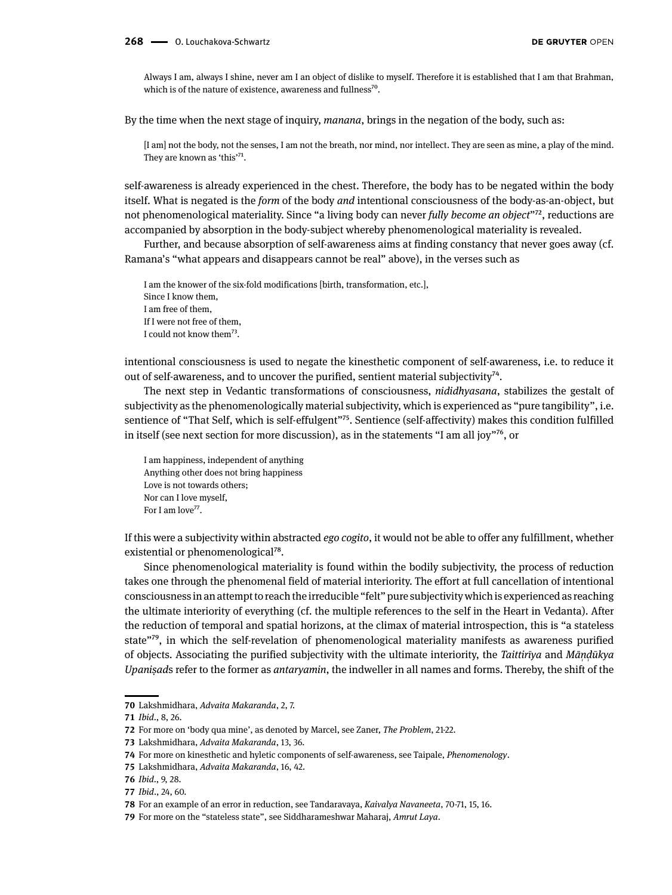> Always I am, always I shine, never am I an object of dislike to myself. Therefore it is established that I am that Brahman, which is of the nature of existence, awareness and fullness[70].

By the time when the next stage of inquiry, *manana*, brings in the negation of the body, such as:

> [I am] not the body, not the senses, I am not the breath, nor mind, nor intellect. They are seen as mine, a play of the mind. They are known as 'this'[71].

self-awareness is already experienced in the chest. Therefore, the body has to be negated within the body itself. What is negated is the *form* of the body *and* intentional consciousness of the body-as-an-object, but not phenomenological materiality. Since "a living body can never *fully become an object*"[72], reductions are accompanied by absorption in the body-subject whereby phenomenological materiality is revealed.

Further, and because absorption of self-awareness aims at finding constancy that never goes away (cf. Ramana's "what appears and disappears cannot be real" above), in the verses such as

> I am the knower of the six-fold modifications [birth, transformation, etc.],
> Since I know them,
> I am free of them,
> If I were not free of them,
> I could not know them[73].

intentional consciousness is used to negate the kinesthetic component of self-awareness, i.e. to reduce it out of self-awareness, and to uncover the purified, sentient material subjectivity[74].

The next step in Vedantic transformations of consciousness, *nididhyasana*, stabilizes the gestalt of subjectivity as the phenomenologically material subjectivity, which is experienced as "pure tangibility", i.e. sentience of "That Self, which is self-effulgent"[75]. Sentience (self-affectivity) makes this condition fulfilled in itself (see next section for more discussion), as in the statements "I am all joy"[76], or

> I am happiness, independent of anything
> Anything other does not bring happiness
> Love is not towards others;
> Nor can I love myself,
> For I am love[77].

If this were a subjectivity within abstracted *ego cogito*, it would not be able to offer any fulfillment, whether existential or phenomenological[78].

Since phenomenological materiality is found within the bodily subjectivity, the process of reduction takes one through the phenomenal field of material interiority. The effort at full cancellation of intentional consciousness in an attempt to reach the irreducible "felt" pure subjectivity which is experienced as reaching the ultimate interiority of everything (cf. the multiple references to the self in the Heart in Vedanta). After the reduction of temporal and spatial horizons, at the climax of material introspection, this is "a stateless state"[79], in which the self-revelation of phenomenological materiality manifests as awareness purified of objects. Associating the purified subjectivity with the ultimate interiority, the *Taittirīya* and *Māṇḍūkya Upaniṣad*s refer to the former as *antaryamin*, the indweller in all names and forms. Thereby, the shift of the

---

70 Lakshmidhara, *Advaita Makaranda*, 2, 7.
71 *Ibid.*, 8, 26.
72 For more on 'body qua mine', as denoted by Marcel, see Zaner, *The Problem*, 21-22.
73 Lakshmidhara, *Advaita Makaranda*, 13, 36.
74 For more on kinesthetic and hyletic components of self-awareness, see Taipale, *Phenomenology*.
75 Lakshmidhara, *Advaita Makaranda*, 16, 42.
76 *Ibid.*, 9, 28.
77 *Ibid.*, 24, 60.
78 For an example of an error in reduction, see Tandaravaya, *Kaivalya Navaneeta*, 70-71, 15, 16.
79 For more on the "stateless state", see Siddharameshwar Maharaj, *Amrut Laya*.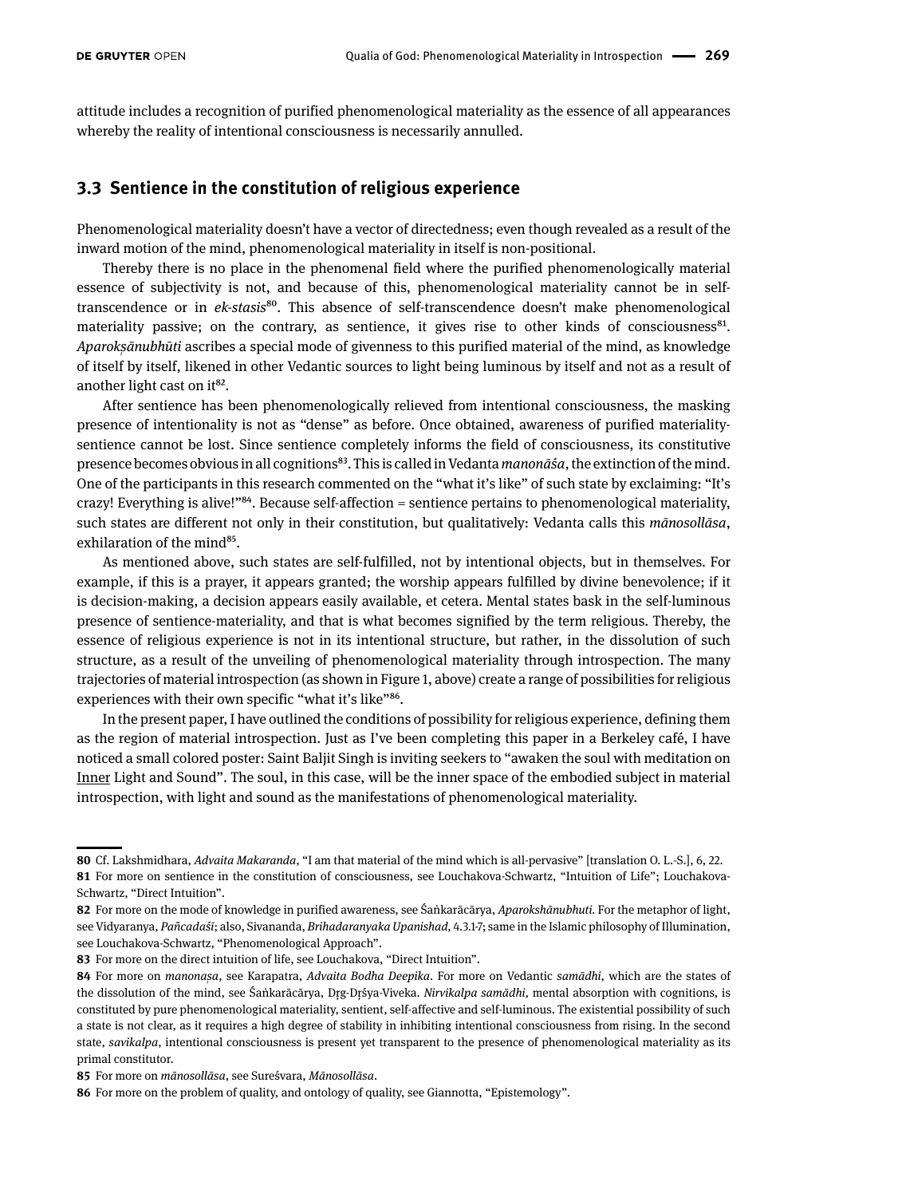attitude includes a recognition of purified phenomenological materiality as the essence of all appearances whereby the reality of intentional consciousness is necessarily annulled.

## 3.3 Sentience in the constitution of religious experience

Phenomenological materiality doesn't have a vector of directedness; even though revealed as a result of the inward motion of the mind, phenomenological materiality in itself is non-positional.

Thereby there is no place in the phenomenal field where the purified phenomenologically material essence of subjectivity is not, and because of this, phenomenological materiality cannot be in self-transcendence or in *ek-stasis*[80]. This absence of self-transcendence doesn't make phenomenological materiality passive; on the contrary, as sentience, it gives rise to other kinds of consciousness[81]. *Aparokṣānubhūti* ascribes a special mode of givenness to this purified material of the mind, as knowledge of itself by itself, likened in other Vedantic sources to light being luminous by itself and not as a result of another light cast on it[82].

After sentience has been phenomenologically relieved from intentional consciousness, the masking presence of intentionality is not as "dense" as before. Once obtained, awareness of purified materiality-sentience cannot be lost. Since sentience completely informs the field of consciousness, its constitutive presence becomes obvious in all cognitions[83]. This is called in Vedanta *manonāśa*, the extinction of the mind. One of the participants in this research commented on the "what it's like" of such state by exclaiming: "It's crazy! Everything is alive!"[84]. Because self-affection = sentience pertains to phenomenological materiality, such states are different not only in their constitution, but qualitatively: Vedanta calls this *mānosollāsa*, exhilaration of the mind[85].

As mentioned above, such states are self-fulfilled, not by intentional objects, but in themselves. For example, if this is a prayer, it appears granted; the worship appears fulfilled by divine benevolence; if it is decision-making, a decision appears easily available, et cetera. Mental states bask in the self-luminous presence of sentience-materiality, and that is what becomes signified by the term religious. Thereby, the essence of religious experience is not in its intentional structure, but rather, in the dissolution of such structure, as a result of the unveiling of phenomenological materiality through introspection. The many trajectories of material introspection (as shown in Figure 1, above) create a range of possibilities for religious experiences with their own specific "what it's like"[86].

In the present paper, I have outlined the conditions of possibility for religious experience, defining them as the region of material introspection. Just as I've been completing this paper in a Berkeley café, I have noticed a small colored poster: Saint Baljit Singh is inviting seekers to "awaken the soul with meditation on Inner Light and Sound". The soul, in this case, will be the inner space of the embodied subject in material introspection, with light and sound as the manifestations of phenomenological materiality.

---

**80** Cf. Lakshmidhara, *Advaita Makaranda*, "I am that material of the mind which is all-pervasive" [translation O. L.-S.], 6, 22.

**81** For more on sentience in the constitution of consciousness, see Louchakova-Schwartz, "Intuition of Life"; Louchakova-Schwartz, "Direct Intuition".

**82** For more on the mode of knowledge in purified awareness, see Śaṅkarācārya, *Aparokshānubhuti*. For the metaphor of light, see Vidyaranya, *Pañcadaśī*; also, Sivananda, *Brihadaranyaka Upanishad*, 4.3.1-7; same in the Islamic philosophy of Illumination, see Louchakova-Schwartz, "Phenomenological Approach".

**83** For more on the direct intuition of life, see Louchakova, "Direct Intuition".

**84** For more on *manonaṣa*, see Karapatra, *Advaita Bodha Deepika*. For more on Vedantic *samādhi*, which are the states of the dissolution of the mind, see Śaṅkarācārya, Dṛg-Dṛśya-Viveka. *Nirvikalpa samādhi*, mental absorption with cognitions, is constituted by pure phenomenological materiality, sentient, self-affective and self-luminous. The existential possibility of such a state is not clear, as it requires a high degree of stability in inhibiting intentional consciousness from rising. In the second state, *savikalpa*, intentional consciousness is present yet transparent to the presence of phenomenological materiality as its primal constitutor.

**85** For more on *mānosollāsa*, see Sureśvara, *Mānosollāsa*.

**86** For more on the problem of quality, and ontology of quality, see Giannotta, "Epistemology".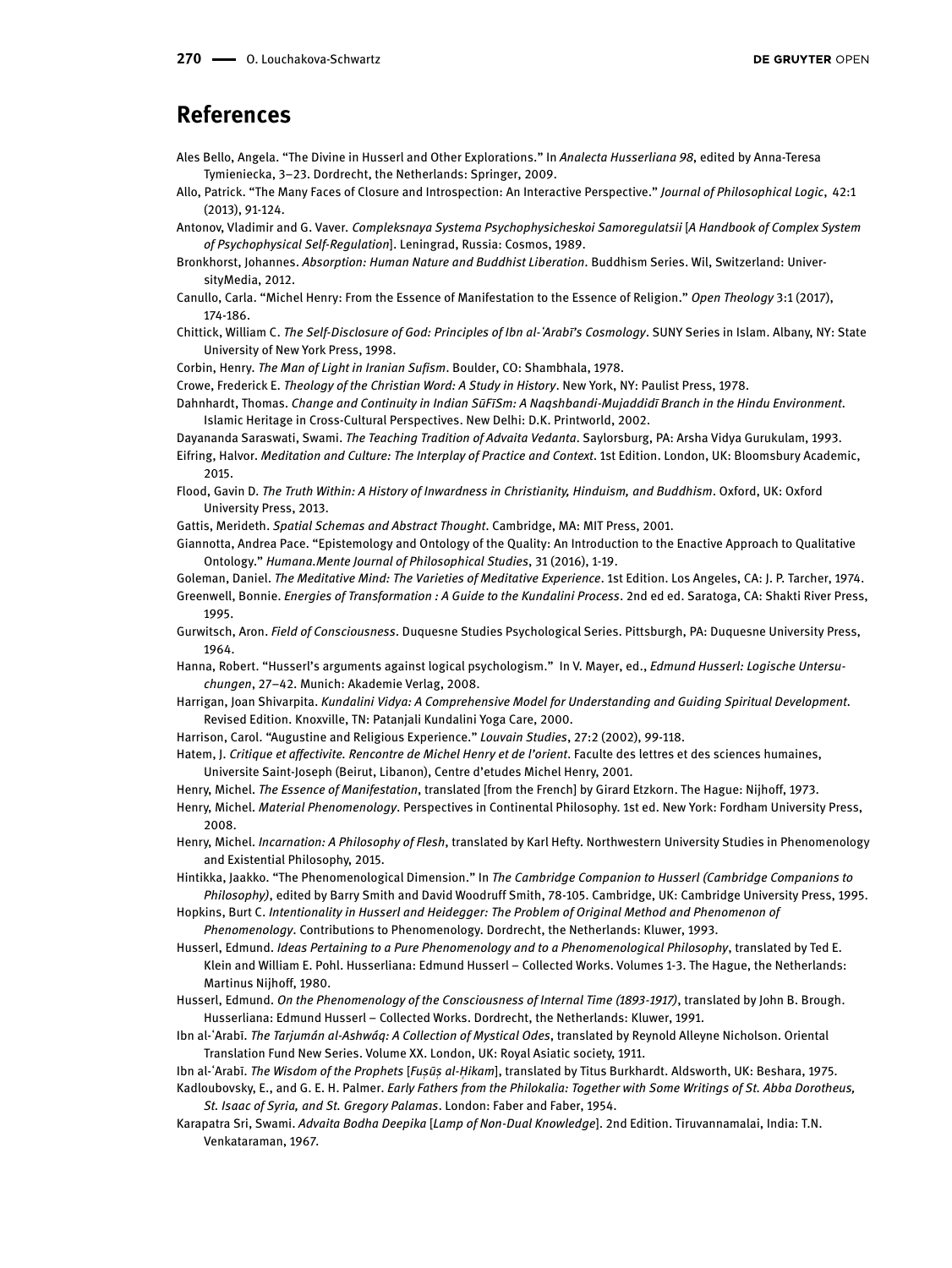## References

Ales Bello, Angela. "The Divine in Husserl and Other Explorations." In *Analecta Husserliana 98*, edited by Anna-Teresa Tymieniecka, 3–23. Dordrecht, the Netherlands: Springer, 2009.

Allo, Patrick. "The Many Faces of Closure and Introspection: An Interactive Perspective." *Journal of Philosophical Logic*, 42:1 (2013), 91-124.

Antonov, Vladimir and G. Vaver. *Compleksnaya Systema Psychophysicheskoi Samoregulatsii* [*A Handbook of Complex System of Psychophysical Self-Regulation*]. Leningrad, Russia: Cosmos, 1989.

Bronkhorst, Johannes. *Absorption: Human Nature and Buddhist Liberation*. Buddhism Series. Wil, Switzerland: UniversityMedia, 2012.

Canullo, Carla. "Michel Henry: From the Essence of Manifestation to the Essence of Religion." *Open Theology* 3:1 (2017), 174-186.

Chittick, William C. *The Self-Disclosure of God: Principles of Ibn al-ʿArabī's Cosmology*. SUNY Series in Islam. Albany, NY: State University of New York Press, 1998.

Corbin, Henry. *The Man of Light in Iranian Sufism*. Boulder, CO: Shambhala, 1978.

Crowe, Frederick E. *Theology of the Christian Word: A Study in History*. New York, NY: Paulist Press, 1978.

Dahnhardt, Thomas. *Change and Continuity in Indian SūFīSm: A Naqshbandi-Mujaddidī Branch in the Hindu Environment*. Islamic Heritage in Cross-Cultural Perspectives. New Delhi: D.K. Printworld, 2002.

Dayananda Saraswati, Swami. *The Teaching Tradition of Advaita Vedanta*. Saylorsburg, PA: Arsha Vidya Gurukulam, 1993.

Eifring, Halvor. *Meditation and Culture: The Interplay of Practice and Context*. 1st Edition. London, UK: Bloomsbury Academic, 2015.

Flood, Gavin D. *The Truth Within: A History of Inwardness in Christianity, Hinduism, and Buddhism*. Oxford, UK: Oxford University Press, 2013.

Gattis, Merideth. *Spatial Schemas and Abstract Thought*. Cambridge, MA: MIT Press, 2001.

Giannotta, Andrea Pace. "Epistemology and Ontology of the Quality: An Introduction to the Enactive Approach to Qualitative Ontology." *Humana.Mente Journal of Philosophical Studies*, 31 (2016), 1-19.

Goleman, Daniel. *The Meditative Mind: The Varieties of Meditative Experience*. 1st Edition. Los Angeles, CA: J. P. Tarcher, 1974.

Greenwell, Bonnie. *Energies of Transformation : A Guide to the Kundalini Process*. 2nd ed ed. Saratoga, CA: Shakti River Press, 1995.

Gurwitsch, Aron. *Field of Consciousness*. Duquesne Studies Psychological Series. Pittsburgh, PA: Duquesne University Press, 1964.

Hanna, Robert. "Husserl's arguments against logical psychologism." In V. Mayer, ed., *Edmund Husserl: Logische Untersuchungen*, 27–42. Munich: Akademie Verlag, 2008.

Harrigan, Joan Shivarpita. *Kundalini Vidya: A Comprehensive Model for Understanding and Guiding Spiritual Development*. Revised Edition. Knoxville, TN: Patanjali Kundalini Yoga Care, 2000.

Harrison, Carol. "Augustine and Religious Experience." *Louvain Studies*, 27:2 (2002), 99-118.

Hatem, J. *Critique et affectivite. Rencontre de Michel Henry et de l'orient*. Faculte des lettres et des sciences humaines, Universite Saint-Joseph (Beirut, Libanon), Centre d'etudes Michel Henry, 2001.

Henry, Michel. *The Essence of Manifestation*, translated [from the French] by Girard Etzkorn. The Hague: Nijhoff, 1973.

Henry, Michel. *Material Phenomenology*. Perspectives in Continental Philosophy. 1st ed. New York: Fordham University Press, 2008.

Henry, Michel. *Incarnation: A Philosophy of Flesh*, translated by Karl Hefty. Northwestern University Studies in Phenomenology and Existential Philosophy, 2015.

Hintikka, Jaakko. "The Phenomenological Dimension." In *The Cambridge Companion to Husserl (Cambridge Companions to Philosophy)*, edited by Barry Smith and David Woodruff Smith, 78-105. Cambridge, UK: Cambridge University Press, 1995.

Hopkins, Burt C. *Intentionality in Husserl and Heidegger: The Problem of Original Method and Phenomenon of Phenomenology*. Contributions to Phenomenology. Dordrecht, the Netherlands: Kluwer, 1993.

Husserl, Edmund. *Ideas Pertaining to a Pure Phenomenology and to a Phenomenological Philosophy*, translated by Ted E. Klein and William E. Pohl. Husserliana: Edmund Husserl – Collected Works. Volumes 1-3. The Hague, the Netherlands: Martinus Nijhoff, 1980.

Husserl, Edmund. *On the Phenomenology of the Consciousness of Internal Time (1893-1917)*, translated by John B. Brough. Husserliana: Edmund Husserl – Collected Works. Dordrecht, the Netherlands: Kluwer, 1991.

Ibn al-ʿArabī. *The Tarjumán al-Ashwáq: A Collection of Mystical Odes*, translated by Reynold Alleyne Nicholson. Oriental Translation Fund New Series. Volume XX. London, UK: Royal Asiatic society, 1911.

Ibn al-ʿArabī. *The Wisdom of the Prophets* [*Fuṣūṣ al-Ḥikam*], translated by Titus Burkhardt. Aldsworth, UK: Beshara, 1975.

Kadloubovsky, E., and G. E. H. Palmer. *Early Fathers from the Philokalia: Together with Some Writings of St. Abba Dorotheus, St. Isaac of Syria, and St. Gregory Palamas*. London: Faber and Faber, 1954.

Karapatra Sri, Swami. *Advaita Bodha Deepika* [*Lamp of Non-Dual Knowledge*]. 2nd Edition. Tiruvannamalai, India: T.N. Venkataraman, 1967.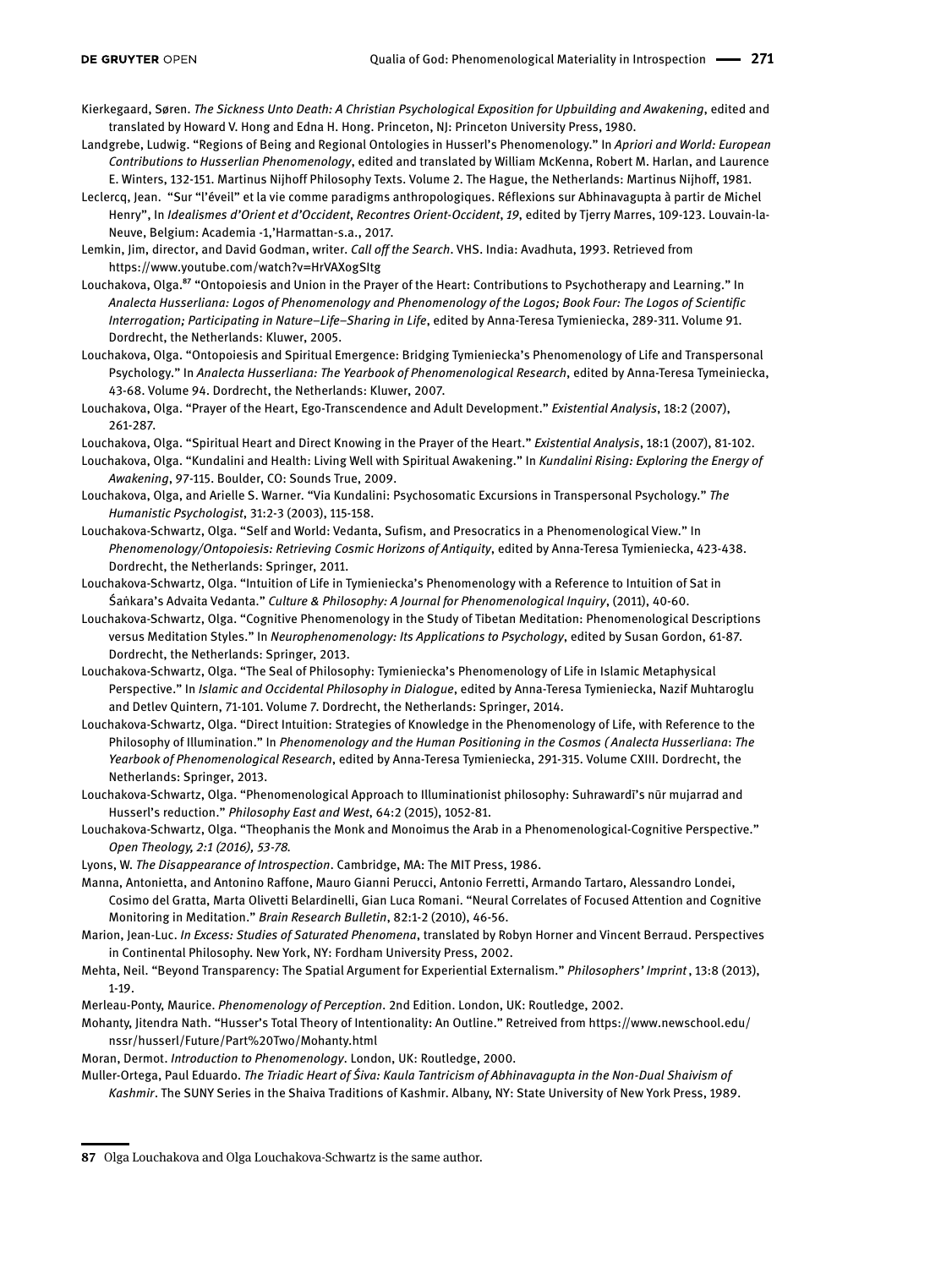Kierkegaard, Søren. *The Sickness Unto Death: A Christian Psychological Exposition for Upbuilding and Awakening*, edited and translated by Howard V. Hong and Edna H. Hong. Princeton, NJ: Princeton University Press, 1980.

Landgrebe, Ludwig. "Regions of Being and Regional Ontologies in Husserl's Phenomenology." In *Apriori and World: European Contributions to Husserlian Phenomenology*, edited and translated by William McKenna, Robert M. Harlan, and Laurence E. Winters, 132-151. Martinus Nijhoff Philosophy Texts. Volume 2. The Hague, the Netherlands: Martinus Nijhoff, 1981.

Leclercq, Jean. "Sur "l'éveil" et la vie comme paradigms anthropologiques. Réflexions sur Abhinavagupta à partir de Michel Henry", In *Idealismes d'Orient et d'Occident*, *Recontres Orient-Occident*, *19*, edited by Tjerry Marres, 109-123. Louvain-la-Neuve, Belgium: Academia -1,'Harmattan-s.a., 2017.

Lemkin, Jim, director, and David Godman, writer. *Call off the Search*. VHS. India: Avadhuta, 1993. Retrieved from https://www.youtube.com/watch?v=HrVAXogSItg

Louchakova, Olga.[87] "Ontopoiesis and Union in the Prayer of the Heart: Contributions to Psychotherapy and Learning." In *Analecta Husserliana: Logos of Phenomenology and Phenomenology of the Logos; Book Four: The Logos of Scientific Interrogation; Participating in Nature–Life–Sharing in Life*, edited by Anna-Teresa Tymieniecka, 289-311. Volume 91. Dordrecht, the Netherlands: Kluwer, 2005.

Louchakova, Olga. "Ontopoiesis and Spiritual Emergence: Bridging Tymieniecka's Phenomenology of Life and Transpersonal Psychology." In *Analecta Husserliana: The Yearbook of Phenomenological Research*, edited by Anna-Teresa Tymeiniecka, 43-68. Volume 94. Dordrecht, the Netherlands: Kluwer, 2007.

Louchakova, Olga. "Prayer of the Heart, Ego-Transcendence and Adult Development." *Existential Analysis*, 18:2 (2007), 261-287.

Louchakova, Olga. "Spiritual Heart and Direct Knowing in the Prayer of the Heart." *Existential Analysis*, 18:1 (2007), 81-102.

Louchakova, Olga. "Kundalini and Health: Living Well with Spiritual Awakening." In *Kundalini Rising: Exploring the Energy of Awakening*, 97-115. Boulder, CO: Sounds True, 2009.

Louchakova, Olga, and Arielle S. Warner. "Via Kundalini: Psychosomatic Excursions in Transpersonal Psychology." *The Humanistic Psychologist*, 31:2-3 (2003), 115-158.

Louchakova-Schwartz, Olga. "Self and World: Vedanta, Sufism, and Presocratics in a Phenomenological View." In *Phenomenology/Ontopoiesis: Retrieving Cosmic Horizons of Antiquity*, edited by Anna-Teresa Tymieniecka, 423-438. Dordrecht, the Netherlands: Springer, 2011.

Louchakova-Schwartz, Olga. "Intuition of Life in Tymieniecka's Phenomenology with a Reference to Intuition of Sat in Śaṅkara's Advaita Vedanta." *Culture & Philosophy: A Journal for Phenomenological Inquiry*, (2011), 40-60.

Louchakova-Schwartz, Olga. "Cognitive Phenomenology in the Study of Tibetan Meditation: Phenomenological Descriptions versus Meditation Styles." In *Neurophenomenology: Its Applications to Psychology*, edited by Susan Gordon, 61-87. Dordrecht, the Netherlands: Springer, 2013.

Louchakova-Schwartz, Olga. "The Seal of Philosophy: Tymieniecka's Phenomenology of Life in Islamic Metaphysical Perspective." In *Islamic and Occidental Philosophy in Dialogue*, edited by Anna-Teresa Tymieniecka, Nazif Muhtaroglu and Detlev Quintern, 71-101. Volume 7. Dordrecht, the Netherlands: Springer, 2014.

Louchakova-Schwartz, Olga. "Direct Intuition: Strategies of Knowledge in the Phenomenology of Life, with Reference to the Philosophy of Illumination." In *Phenomenology and the Human Positioning in the Cosmos ( Analecta Husserliana*: *The Yearbook of Phenomenological Research*, edited by Anna-Teresa Tymieniecka, 291-315. Volume CXIII. Dordrecht, the Netherlands: Springer, 2013.

Louchakova-Schwartz, Olga. "Phenomenological Approach to Illuminationist philosophy: Suhrawardī's nūr mujarrad and Husserl's reduction." *Philosophy East and West*, 64:2 (2015), 1052-81.

Louchakova-Schwartz, Olga. "Theophanis the Monk and Monoimus the Arab in a Phenomenological-Cognitive Perspective." *Open Theology, 2:1 (2016), 53-78.*

Lyons, W. *The Disappearance of Introspection*. Cambridge, MA: The MIT Press, 1986.

Manna, Antonietta, and Antonino Raffone, Mauro Gianni Perucci, Antonio Ferretti, Armando Tartaro, Alessandro Londei, Cosimo del Gratta, Marta Olivetti Belardinelli, Gian Luca Romani. "Neural Correlates of Focused Attention and Cognitive Monitoring in Meditation." *Brain Research Bulletin*, 82:1-2 (2010), 46-56.

Marion, Jean-Luc. *In Excess: Studies of Saturated Phenomena*, translated by Robyn Horner and Vincent Berraud. Perspectives in Continental Philosophy. New York, NY: Fordham University Press, 2002.

Mehta, Neil. "Beyond Transparency: The Spatial Argument for Experiential Externalism." *Philosophers' Imprint* , 13:8 (2013), 1-19.

Merleau-Ponty, Maurice. *Phenomenology of Perception*. 2nd Edition. London, UK: Routledge, 2002.

Mohanty, Jitendra Nath. "Husser's Total Theory of Intentionality: An Outline." Retreived from https://www.newschool.edu/nssr/husserl/Future/Part%20Two/Mohanty.html

Moran, Dermot. *Introduction to Phenomenology*. London, UK: Routledge, 2000.

Muller-Ortega, Paul Eduardo. *The Triadic Heart of Śiva: Kaula Tantricism of Abhinavagupta in the Non-Dual Shaivism of Kashmir*. The SUNY Series in the Shaiva Traditions of Kashmir. Albany, NY: State University of New York Press, 1989.

---

87 Olga Louchakova and Olga Louchakova-Schwartz is the same author.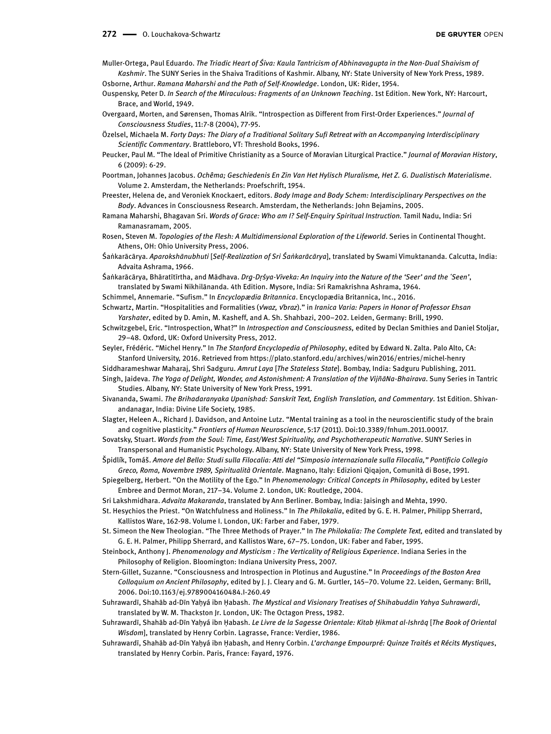Muller-Ortega, Paul Eduardo. *The Triadic Heart of Śiva: Kaula Tantricism of Abhinavagupta in the Non-Dual Shaivism of Kashmir*. The SUNY Series in the Shaiva Traditions of Kashmir. Albany, NY: State University of New York Press, 1989.

Osborne, Arthur. *Ramana Maharshi and the Path of Self-Knowledge*. London, UK: Rider, 1954.

Ouspensky, Peter D. *In Search of the Miraculous: Fragments of an Unknown Teaching*. 1st Edition. New York, NY: Harcourt, Brace, and World, 1949.

Overgaard, Morten, and Sørensen, Thomas Alrik. "Introspection as Different from First-Order Experiences." *Journal of Consciousness Studies*, 11:7-8 (2004), 77-95.

Özelsel, Michaela M. *Forty Days: The Diary of a Traditional Solitary Sufi Retreat with an Accompanying Interdisciplinary Scientific Commentary*. Brattleboro, VT: Threshold Books, 1996.

Peucker, Paul M. "The Ideal of Primitive Christianity as a Source of Moravian Liturgical Practice." *Journal of Moravian History*, 6 (2009): 6-29.

Poortman, Johannes Jacobus. *Ochêma; Geschiedenis En Zin Van Het Hylisch Pluralisme, Het Z. G. Dualistisch Materialisme*. Volume 2. Amsterdam, the Netherlands: Proefschrift, 1954.

Preester, Helena de, and Veroniek Knockaert, editors. *Body Image and Body Schem: Interdisciplinary Perspectives on the Body*. Advances in Consciousness Research. Amsterdam, the Netherlands: John Bejamins, 2005.

Ramana Maharshi, Bhagavan Sri. *Words of Grace: Who am I? Self-Enquiry Spiritual Instruction.* Tamil Nadu, India: Sri Ramanasramam, 2005.

Rosen, Steven M. *Topologies of the Flesh: A Multidimensional Exploration of the Lifeworld*. Series in Continental Thought. Athens, OH: Ohio University Press, 2006.

Śaṅkarācārya. *Aparokshānubhuti* [*Self-Realization of Sri Śaṅkarācārya*], translated by Swami Vimuktananda. Calcutta, India: Advaita Ashrama, 1966.

Śaṅkarācārya, Bhāratītīrtha, and Mādhava. *Drg-Dṛśya-Viveka: An Inquiry into the Nature of the 'Seer' and the 'Seen'*, translated by Swami Nikhilānanda. 4th Edition. Mysore, India: Sri Ramakrishna Ashrama, 1964.

Schimmel, Annemarie. "Sufism." In *Encyclopædia Britannica*. Encyclopædia Britannica, Inc., 2016.

Schwartz, Martin. "Hospitalities and Formalities (*Vwaz, Vbraz*)." in *Iranica Varia: Papers in Honor of Professor Ehsan Yarshater*, edited by D. Amin, M. Kasheff, and A. Sh. Shahbazi, 200–202. Leiden, Germany: Brill, 1990.

Schwitzgebel, Eric. "Introspection, What?" In *Introspection and Consciousness,* edited by Declan Smithies and Daniel Stoljar, 29–48. Oxford, UK: Oxford University Press, 2012.

Seyler, Frédéric. "Michel Henry." In *The Stanford Encyclopedia of Philosophy*, edited by Edward N. Zalta. Palo Alto, CA: Stanford University, 2016. Retrieved from https://plato.stanford.edu/archives/win2016/entries/michel-henry

Siddharameshwar Maharaj, Shri Sadguru. *Amrut Laya* [*The Stateless State*]. Bombay, India: Sadguru Publishing, 2011.

Singh, Jaideva. *The Yoga of Delight, Wonder, and Astonishment: A Translation of the VijñāNa-Bhairava*. Suny Series in Tantric Studies. Albany, NY: State University of New York Press, 1991.

Sivananda, Swami. *The Brihadaranyaka Upanishad: Sanskrit Text, English Translation, and Commentary*. 1st Edition. Shivanandanagar, India: Divine Life Society, 1985.

Slagter, Heleen A., Richard J. Davidson, and Antoine Lutz. "Mental training as a tool in the neuroscientific study of the brain and cognitive plasticity." *Frontiers of Human Neuroscience*, 5:17 (2011). Doi:10.3389/fnhum.2011.00017.

Sovatsky, Stuart. *Words from the Soul: Time, East/West Spirituality, and Psychotherapeutic Narrative*. SUNY Series in Transpersonal and Humanistic Psychology. Albany, NY: State University of New York Press, 1998.

Špidlík, Tomáš. *Amore del Bello: Studi sulla Filocalia: Atti del "Simposio internazionale sulla Filocalia," Pontificio Collegio Greco, Roma, Novembre 1989, Spiritualità Orientale*. Magnano, Italy: Edizioni Qiqajon, Comunità di Bose, 1991.

Spiegelberg, Herbert. "On the Motility of the Ego." In *Phenomenology: Critical Concepts in Philosophy*, edited by Lester Embree and Dermot Moran, 217–34. Volume 2. London, UK: Routledge, 2004.

Sri Lakshmidhara. *Advaita Makaranda*, translated by Ann Berliner. Bombay, India: Jaisingh and Mehta, 1990.

St. Hesychios the Priest. "On Watchfulness and Holiness." In *The Philokalia*, edited by G. E. H. Palmer, Philipp Sherrard, Kallistos Ware, 162-98. Volume I. London, UK: Farber and Faber, 1979.

St. Simeon the New Theologian. "The Three Methods of Prayer." In *The Philokalia: The Complete Text,* edited and translated by G. E. H. Palmer, Philipp Sherrard, and Kallistos Ware, 67–75. London, UK: Faber and Faber, 1995.

Steinbock, Anthony J. *Phenomenology and Mysticism : The Verticality of Religious Experience*. Indiana Series in the Philosophy of Religion. Bloomington: Indiana University Press, 2007.

Stern-Gillet, Suzanne. "Consciousness and Introspection in Plotinus and Augustine." In *Proceedings of the Boston Area Colloquium on Ancient Philosophy*, edited by J. J. Cleary and G. M. Gurtler, 145–70. Volume 22. Leiden, Germany: Brill, 2006. Doi:10.1163/ej.9789004160484.I-260.49

Suhrawardī, Shahāb ad-Dīn Yaḥyá ibn Ḥabash. *The Mystical and Visionary Treatises of Shihabuddin Yahya Suhrawardi*, translated by W. M. Thackston Jr. London, UK: The Octagon Press, 1982.

Suhrawardī, Shahāb ad-Dīn Yaḥyá ibn Ḥabash. *Le Livre de la Sagesse Orientale: Kitab Ḥikmat al-Ishrāq* [*The Book of Oriental Wisdom*], translated by Henry Corbin. Lagrasse, France: Verdier, 1986.

Suhrawardī, Shahāb ad-Dīn Yaḥyá ibn Ḥabash, and Henry Corbin. *L'archange Empourpré: Quinze Traités et Récits Mystiques*, translated by Henry Corbin. Paris, France: Fayard, 1976.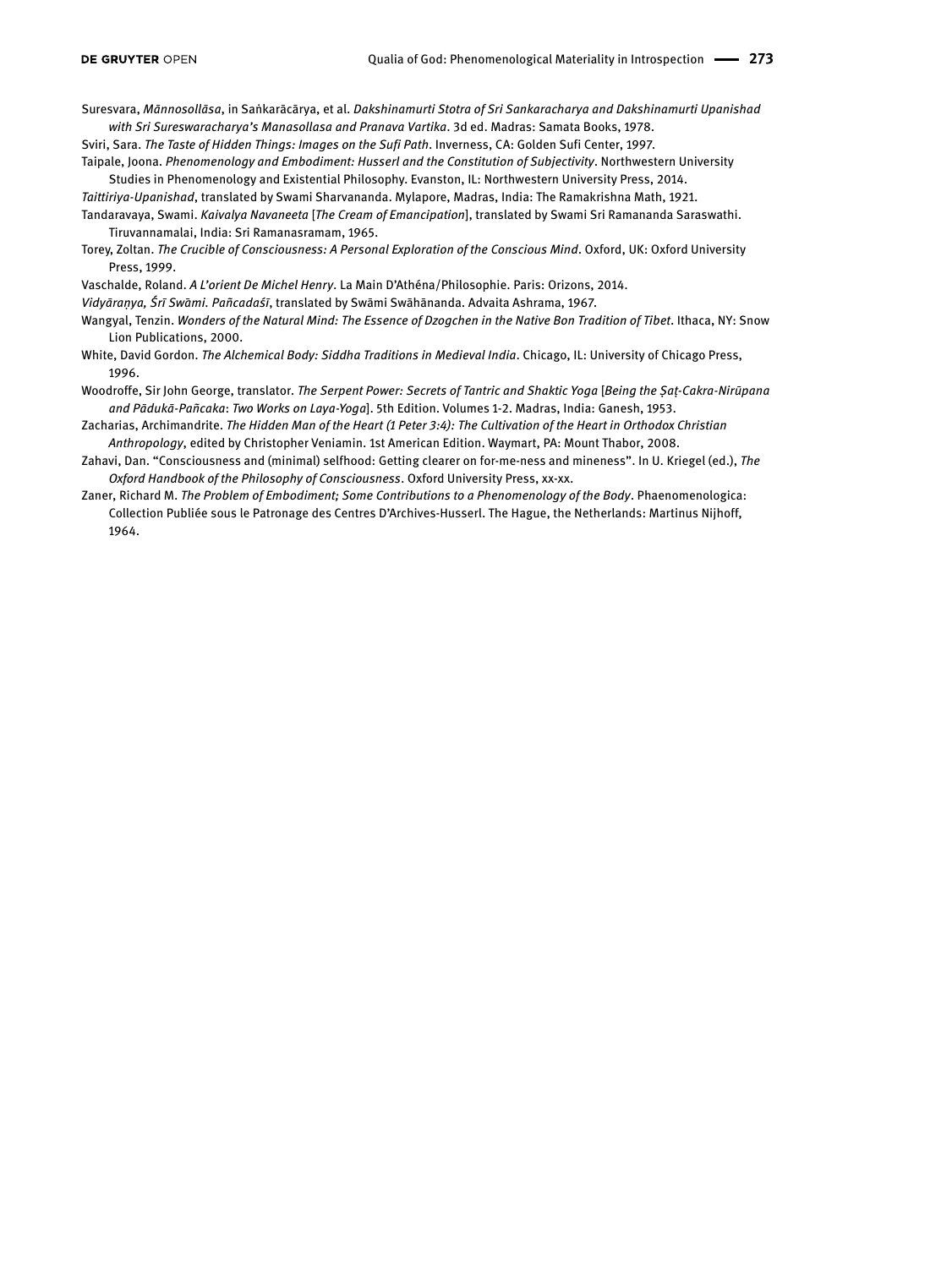Suresvara, *Mānnosollāsa*, in Saṅkarācārya, et al. *Dakshinamurti Stotra of Sri Sankaracharya and Dakshinamurti Upanishad with Sri Sureswaracharya's Manasollasa and Pranava Vartika*. 3d ed. Madras: Samata Books, 1978.

Sviri, Sara. *The Taste of Hidden Things: Images on the Sufi Path*. Inverness, CA: Golden Sufi Center, 1997.

Taipale, Joona. *Phenomenology and Embodiment: Husserl and the Constitution of Subjectivity*. Northwestern University Studies in Phenomenology and Existential Philosophy. Evanston, IL: Northwestern University Press, 2014.

*Taittiriya-Upanishad*, translated by Swami Sharvananda. Mylapore, Madras, India: The Ramakrishna Math, 1921.

Tandaravaya, Swami. *Kaivalya Navaneeta* [*The Cream of Emancipation*], translated by Swami Sri Ramananda Saraswathi. Tiruvannamalai, India: Sri Ramanasramam, 1965.

Torey, Zoltan. *The Crucible of Consciousness: A Personal Exploration of the Conscious Mind*. Oxford, UK: Oxford University Press, 1999.

Vaschalde, Roland. *A L'orient De Michel Henry*. La Main D'Athéna/Philosophie. Paris: Orizons, 2014.

*Vidyāraṇya, Śrī Swāmi. Pañcadaśī*, translated by Swāmi Swāhānanda. Advaita Ashrama, 1967.

Wangyal, Tenzin. *Wonders of the Natural Mind: The Essence of Dzogchen in the Native Bon Tradition of Tibet*. Ithaca, NY: Snow Lion Publications, 2000.

White, David Gordon. *The Alchemical Body: Siddha Traditions in Medieval India*. Chicago, IL: University of Chicago Press, 1996.

Woodroffe, Sir John George, translator. *The Serpent Power: Secrets of Tantric and Shaktic Yoga* [*Being the Ṣaṭ-Cakra-Nirūpana and Pādukā-Pañcaka*: *Two Works on Laya-Yoga*]. 5th Edition. Volumes 1-2. Madras, India: Ganesh, 1953.

Zacharias, Archimandrite. *The Hidden Man of the Heart (1 Peter 3:4): The Cultivation of the Heart in Orthodox Christian Anthropology*, edited by Christopher Veniamin. 1st American Edition. Waymart, PA: Mount Thabor, 2008.

Zahavi, Dan. "Consciousness and (minimal) selfhood: Getting clearer on for-me-ness and mineness". In U. Kriegel (ed.), *The Oxford Handbook of the Philosophy of Consciousness*. Oxford University Press, xx-xx.

Zaner, Richard M. *The Problem of Embodiment; Some Contributions to a Phenomenology of the Body*. Phaenomenologica: Collection Publiée sous le Patronage des Centres D'Archives-Husserl. The Hague, the Netherlands: Martinus Nijhoff, 1964.